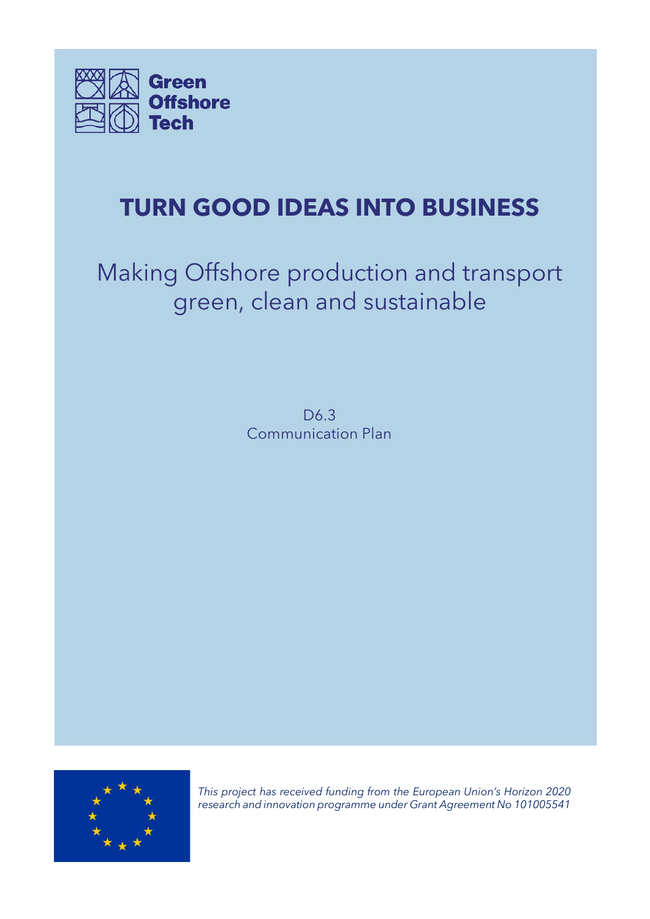Green Offshore Tech

# TURN GOOD IDEAS INTO BUSINESS

## Making Offshore production and transport green, clean and sustainable

D6.3
Communication Plan

*This project has received funding from the European Union's Horizon 2020 research and innovation programme under Grant Agreement No 101005541*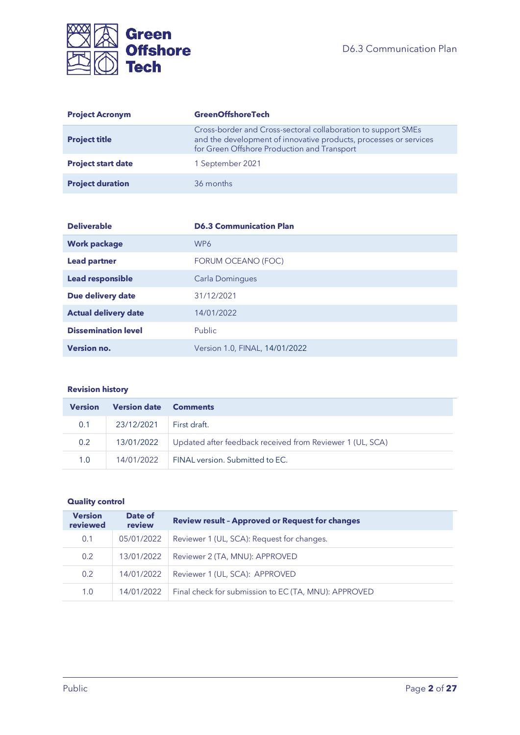| **Project Acronym** | **GreenOffshoreTech** |
|---|---|
| **Project title** | Cross-border and Cross-sectoral collaboration to support SMEs and the development of innovative products, processes or services for Green Offshore Production and Transport |
| **Project start date** | 1 September 2021 |
| **Project duration** | 36 months |

| **Deliverable** | **D6.3 Communication Plan** |
|---|---|
| **Work package** | WP6 |
| **Lead partner** | FORUM OCEANO (FOC) |
| **Lead responsible** | Carla Domingues |
| **Due delivery date** | 31/12/2021 |
| **Actual delivery date** | 14/01/2022 |
| **Dissemination level** | Public |
| **Version no.** | Version 1.0, FINAL, 14/01/2022 |

**Revision history**

| Version | Version date | Comments |
|---|---|---|
| 0.1 | 23/12/2021 | First draft. |
| 0.2 | 13/01/2022 | Updated after feedback received from Reviewer 1 (UL, SCA) |
| 1.0 | 14/01/2022 | FINAL version. Submitted to EC. |

**Quality control**

| Version reviewed | Date of review | Review result - Approved or Request for changes |
|---|---|---|
| 0.1 | 05/01/2022 | Reviewer 1 (UL, SCA): Request for changes. |
| 0.2 | 13/01/2022 | Reviewer 2 (TA, MNU): APPROVED |
| 0.2 | 14/01/2022 | Reviewer 1 (UL, SCA): APPROVED |
| 1.0 | 14/01/2022 | Final check for submission to EC (TA, MNU): APPROVED |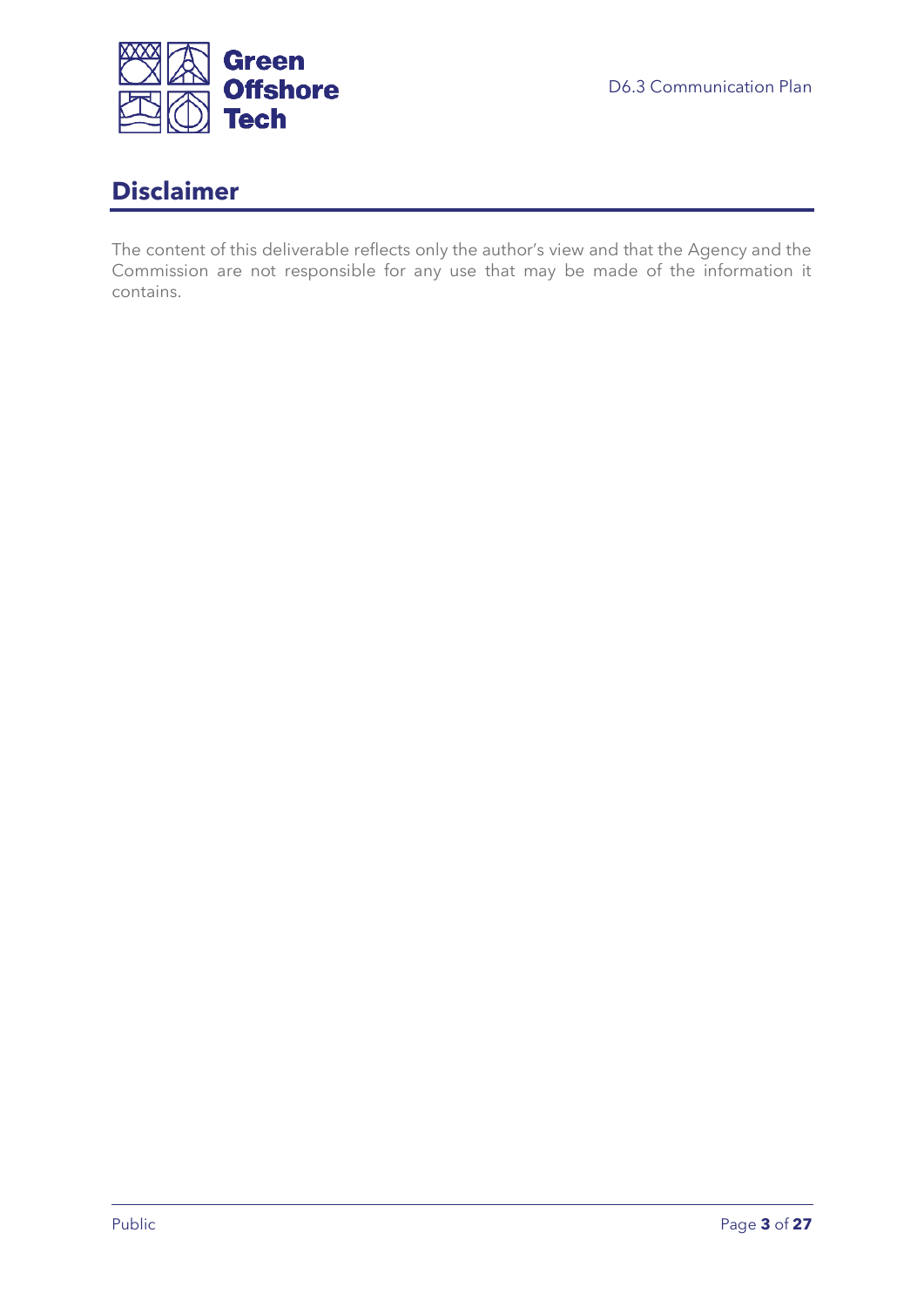# Disclaimer

The content of this deliverable reflects only the author's view and that the Agency and the Commission are not responsible for any use that may be made of the information it contains.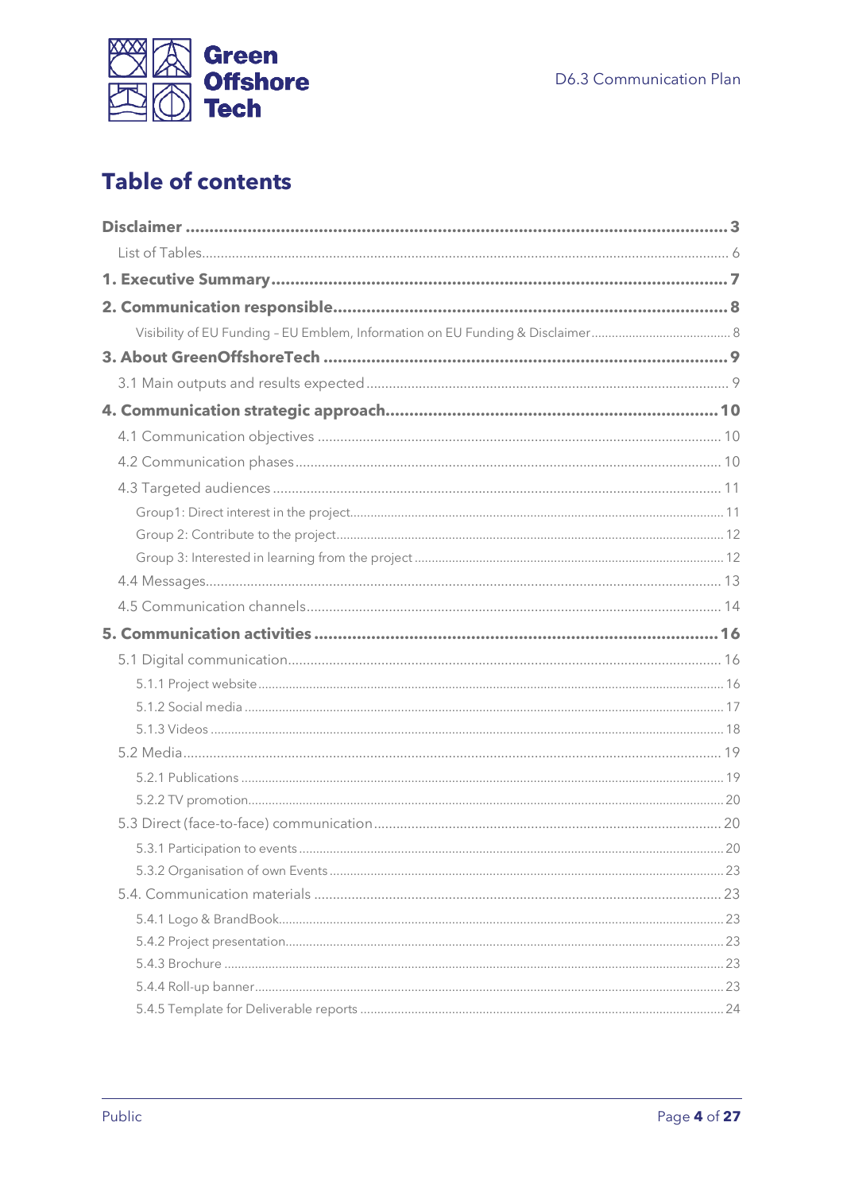# Table of contents

- **Disclaimer** ..... **3**
  - List of Tables ..... 6
- **1. Executive Summary** ..... **7**
- **2. Communication responsible** ..... **8**
  - Visibility of EU Funding – EU Emblem, Information on EU Funding & Disclaimer ..... 8
- **3. About GreenOffshoreTech** ..... **9**
  - 3.1 Main outputs and results expected ..... 9
- **4. Communication strategic approach** ..... **10**
  - 4.1 Communication objectives ..... 10
  - 4.2 Communication phases ..... 10
  - 4.3 Targeted audiences ..... 11
    - Group1: Direct interest in the project ..... 11
    - Group 2: Contribute to the project ..... 12
    - Group 3: Interested in learning from the project ..... 12
  - 4.4 Messages ..... 13
  - 4.5 Communication channels ..... 14
- **5. Communication activities** ..... **16**
  - 5.1 Digital communication ..... 16
    - 5.1.1 Project website ..... 16
    - 5.1.2 Social media ..... 17
    - 5.1.3 Videos ..... 18
  - 5.2 Media ..... 19
    - 5.2.1 Publications ..... 19
    - 5.2.2 TV promotion ..... 20
  - 5.3 Direct (face-to-face) communication ..... 20
    - 5.3.1 Participation to events ..... 20
    - 5.3.2 Organisation of own Events ..... 23
  - 5.4. Communication materials ..... 23
    - 5.4.1 Logo & BrandBook ..... 23
    - 5.4.2 Project presentation ..... 23
    - 5.4.3 Brochure ..... 23
    - 5.4.4 Roll-up banner ..... 23
    - 5.4.5 Template for Deliverable reports ..... 24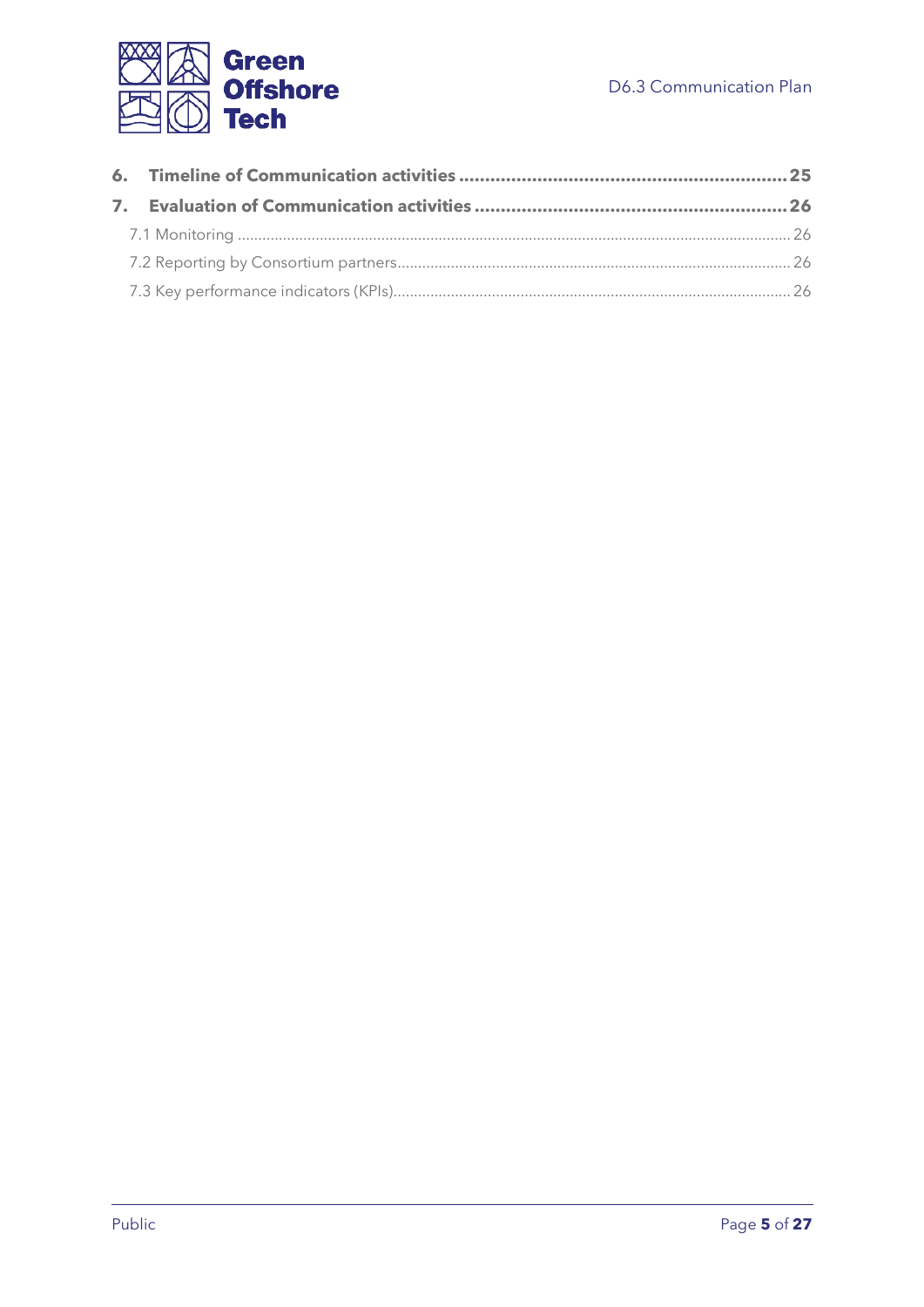**6. Timeline of Communication activities ..... 25**

**7. Evaluation of Communication activities ..... 26**

7.1 Monitoring ..... 26

7.2 Reporting by Consortium partners ..... 26

7.3 Key performance indicators (KPIs) ..... 26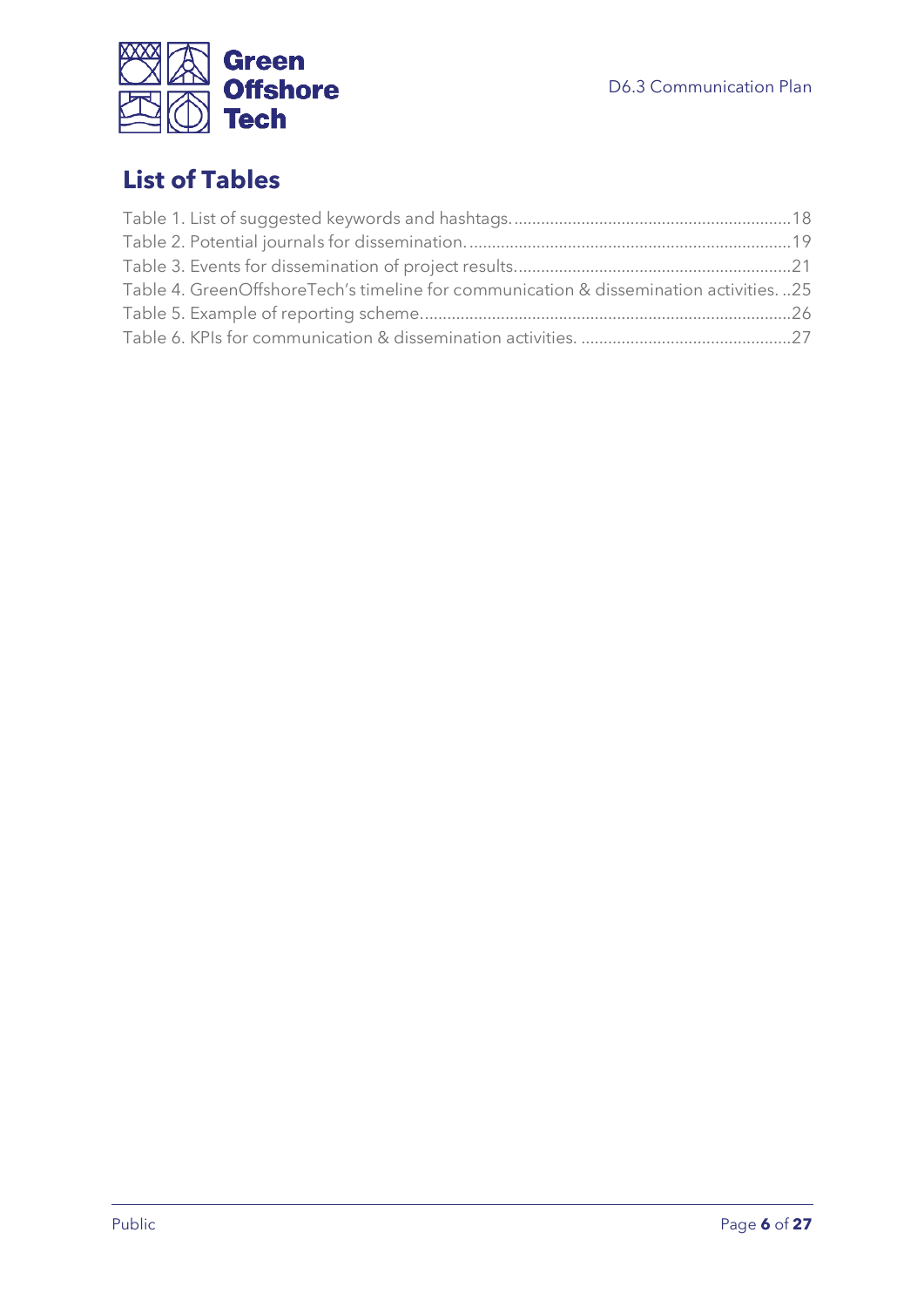# List of Tables

Table 1. List of suggested keywords and hashtags. ............................................................18
Table 2. Potential journals for dissemination. ......................................................................19
Table 3. Events for dissemination of project results. ............................................................21
Table 4. GreenOffshoreTech's timeline for communication & dissemination activities. ..25
Table 5. Example of reporting scheme. ................................................................................26
Table 6. KPIs for communication & dissemination activities. ..............................................27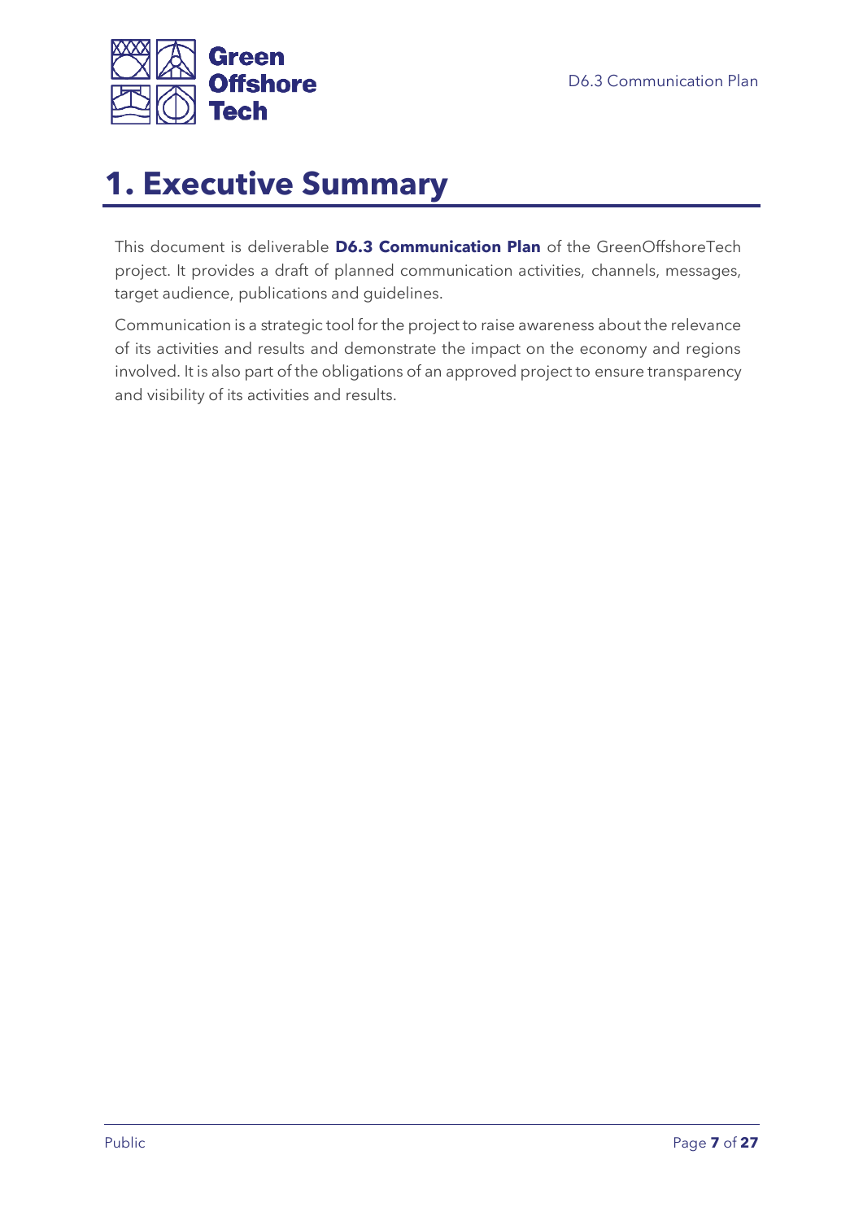# 1. Executive Summary

This document is deliverable **D6.3 Communication Plan** of the GreenOffshoreTech project. It provides a draft of planned communication activities, channels, messages, target audience, publications and guidelines.

Communication is a strategic tool for the project to raise awareness about the relevance of its activities and results and demonstrate the impact on the economy and regions involved. It is also part of the obligations of an approved project to ensure transparency and visibility of its activities and results.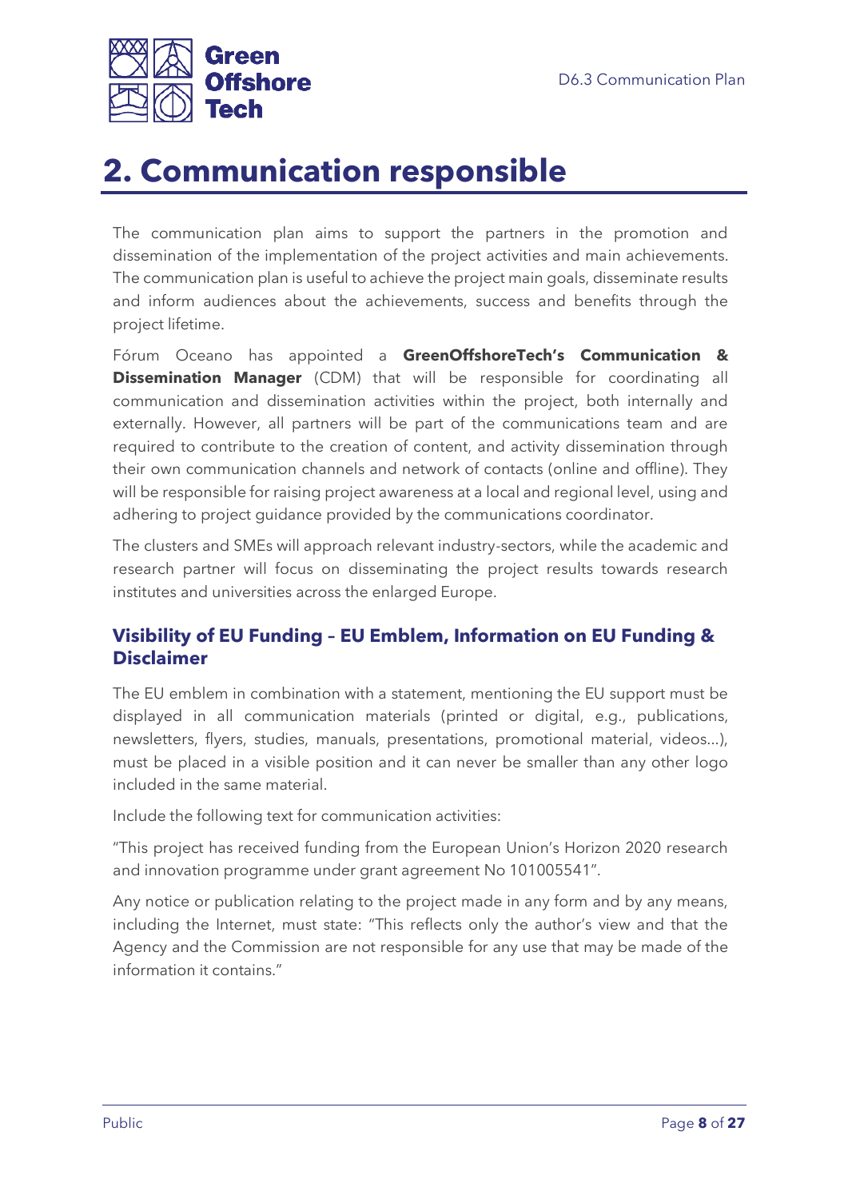# 2. Communication responsible

The communication plan aims to support the partners in the promotion and dissemination of the implementation of the project activities and main achievements. The communication plan is useful to achieve the project main goals, disseminate results and inform audiences about the achievements, success and benefits through the project lifetime.

Fórum Oceano has appointed a **GreenOffshoreTech's Communication & Dissemination Manager** (CDM) that will be responsible for coordinating all communication and dissemination activities within the project, both internally and externally. However, all partners will be part of the communications team and are required to contribute to the creation of content, and activity dissemination through their own communication channels and network of contacts (online and offline). They will be responsible for raising project awareness at a local and regional level, using and adhering to project guidance provided by the communications coordinator.

The clusters and SMEs will approach relevant industry-sectors, while the academic and research partner will focus on disseminating the project results towards research institutes and universities across the enlarged Europe.

### Visibility of EU Funding – EU Emblem, Information on EU Funding & Disclaimer

The EU emblem in combination with a statement, mentioning the EU support must be displayed in all communication materials (printed or digital, e.g., publications, newsletters, flyers, studies, manuals, presentations, promotional material, videos…), must be placed in a visible position and it can never be smaller than any other logo included in the same material.

Include the following text for communication activities:

"This project has received funding from the European Union's Horizon 2020 research and innovation programme under grant agreement No 101005541".

Any notice or publication relating to the project made in any form and by any means, including the Internet, must state: "This reflects only the author's view and that the Agency and the Commission are not responsible for any use that may be made of the information it contains."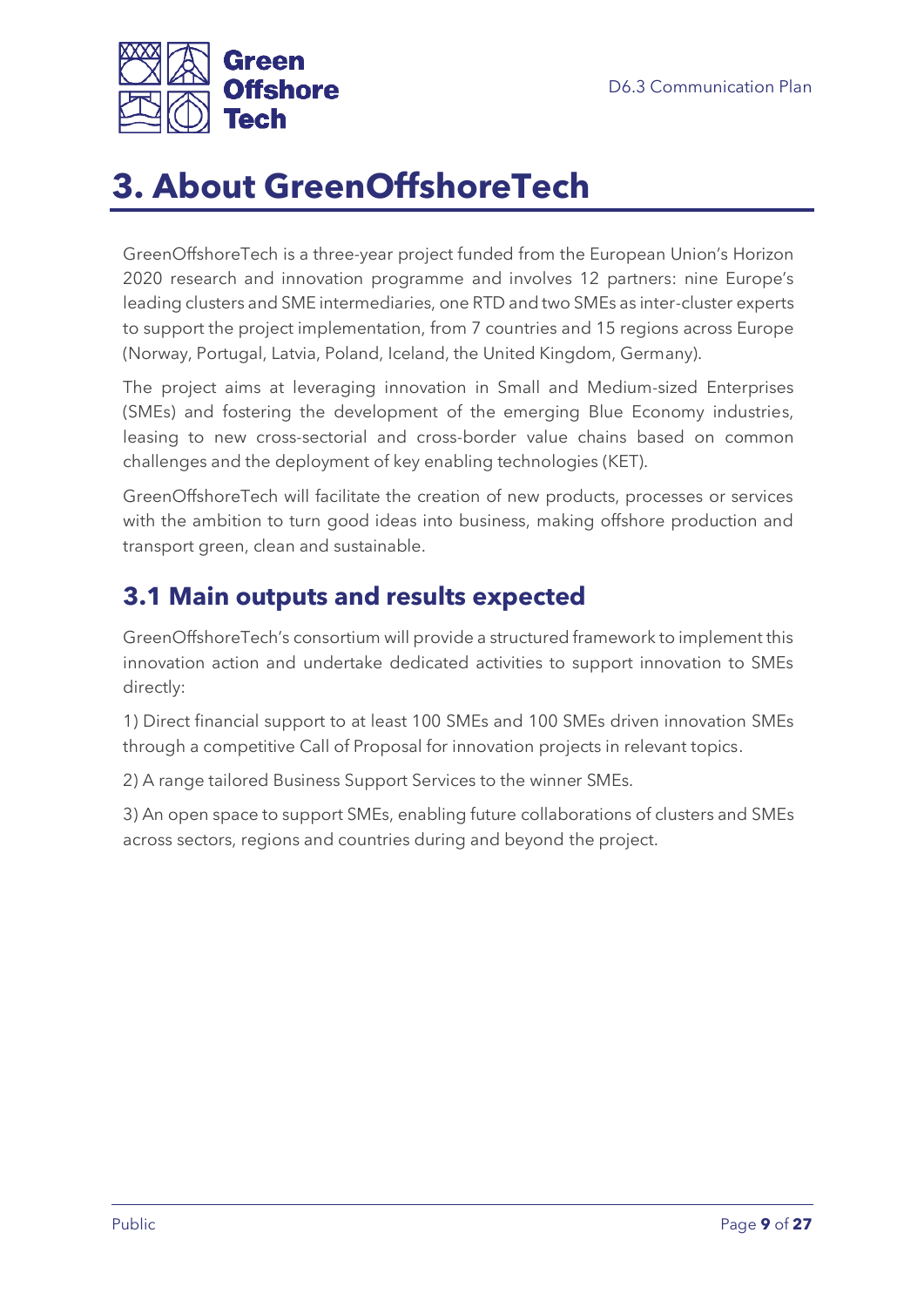# 3. About GreenOffshoreTech

GreenOffshoreTech is a three-year project funded from the European Union's Horizon 2020 research and innovation programme and involves 12 partners: nine Europe's leading clusters and SME intermediaries, one RTD and two SMEs as inter-cluster experts to support the project implementation, from 7 countries and 15 regions across Europe (Norway, Portugal, Latvia, Poland, Iceland, the United Kingdom, Germany).

The project aims at leveraging innovation in Small and Medium-sized Enterprises (SMEs) and fostering the development of the emerging Blue Economy industries, leasing to new cross-sectorial and cross-border value chains based on common challenges and the deployment of key enabling technologies (KET).

GreenOffshoreTech will facilitate the creation of new products, processes or services with the ambition to turn good ideas into business, making offshore production and transport green, clean and sustainable.

## 3.1 Main outputs and results expected

GreenOffshoreTech's consortium will provide a structured framework to implement this innovation action and undertake dedicated activities to support innovation to SMEs directly:

1) Direct financial support to at least 100 SMEs and 100 SMEs driven innovation SMEs through a competitive Call of Proposal for innovation projects in relevant topics.

2) A range tailored Business Support Services to the winner SMEs.

3) An open space to support SMEs, enabling future collaborations of clusters and SMEs across sectors, regions and countries during and beyond the project.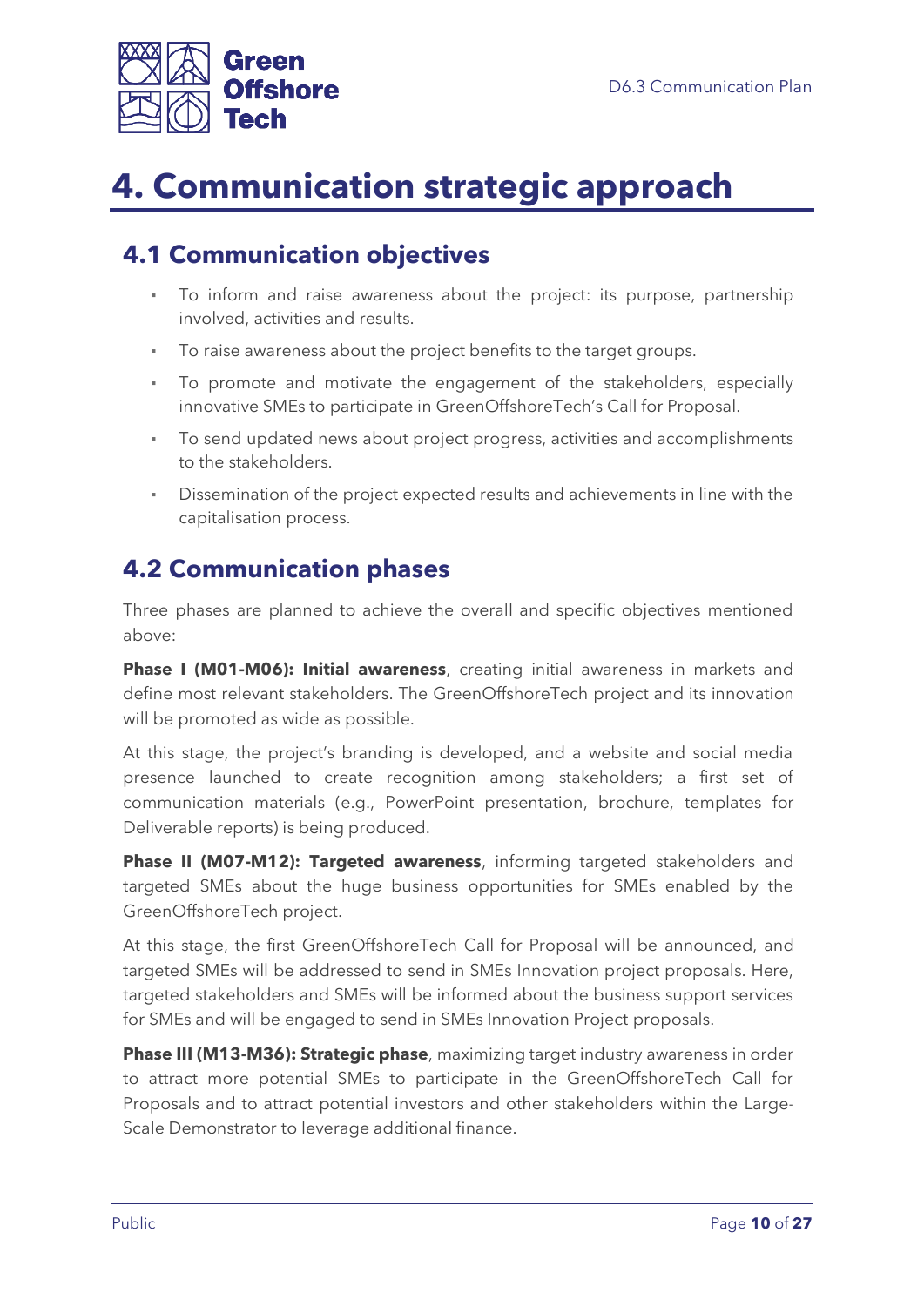# 4. Communication strategic approach

## 4.1 Communication objectives

- To inform and raise awareness about the project: its purpose, partnership involved, activities and results.
- To raise awareness about the project benefits to the target groups.
- To promote and motivate the engagement of the stakeholders, especially innovative SMEs to participate in GreenOffshoreTech's Call for Proposal.
- To send updated news about project progress, activities and accomplishments to the stakeholders.
- Dissemination of the project expected results and achievements in line with the capitalisation process.

## 4.2 Communication phases

Three phases are planned to achieve the overall and specific objectives mentioned above:

**Phase I (M01-M06): Initial awareness**, creating initial awareness in markets and define most relevant stakeholders. The GreenOffshoreTech project and its innovation will be promoted as wide as possible.

At this stage, the project's branding is developed, and a website and social media presence launched to create recognition among stakeholders; a first set of communication materials (e.g., PowerPoint presentation, brochure, templates for Deliverable reports) is being produced.

**Phase II (M07-M12): Targeted awareness**, informing targeted stakeholders and targeted SMEs about the huge business opportunities for SMEs enabled by the GreenOffshoreTech project.

At this stage, the first GreenOffshoreTech Call for Proposal will be announced, and targeted SMEs will be addressed to send in SMEs Innovation project proposals. Here, targeted stakeholders and SMEs will be informed about the business support services for SMEs and will be engaged to send in SMEs Innovation Project proposals.

**Phase III (M13-M36): Strategic phase**, maximizing target industry awareness in order to attract more potential SMEs to participate in the GreenOffshoreTech Call for Proposals and to attract potential investors and other stakeholders within the Large-Scale Demonstrator to leverage additional finance.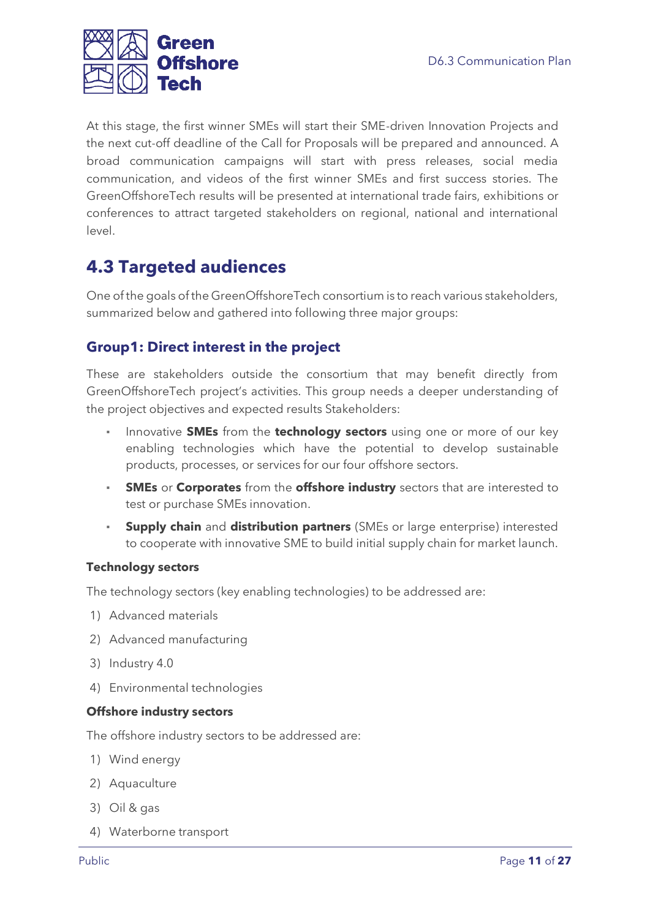At this stage, the first winner SMEs will start their SME-driven Innovation Projects and the next cut-off deadline of the Call for Proposals will be prepared and announced. A broad communication campaigns will start with press releases, social media communication, and videos of the first winner SMEs and first success stories. The GreenOffshoreTech results will be presented at international trade fairs, exhibitions or conferences to attract targeted stakeholders on regional, national and international level.

## 4.3 Targeted audiences

One of the goals of the GreenOffshoreTech consortium is to reach various stakeholders, summarized below and gathered into following three major groups:

### Group1: Direct interest in the project

These are stakeholders outside the consortium that may benefit directly from GreenOffshoreTech project's activities. This group needs a deeper understanding of the project objectives and expected results Stakeholders:

- Innovative **SMEs** from the **technology sectors** using one or more of our key enabling technologies which have the potential to develop sustainable products, processes, or services for our four offshore sectors.
- **SMEs** or **Corporates** from the **offshore industry** sectors that are interested to test or purchase SMEs innovation.
- **Supply chain** and **distribution partners** (SMEs or large enterprise) interested to cooperate with innovative SME to build initial supply chain for market launch.

**Technology sectors**

The technology sectors (key enabling technologies) to be addressed are:

1) Advanced materials
2) Advanced manufacturing
3) Industry 4.0
4) Environmental technologies

**Offshore industry sectors**

The offshore industry sectors to be addressed are:

1) Wind energy
2) Aquaculture
3) Oil & gas
4) Waterborne transport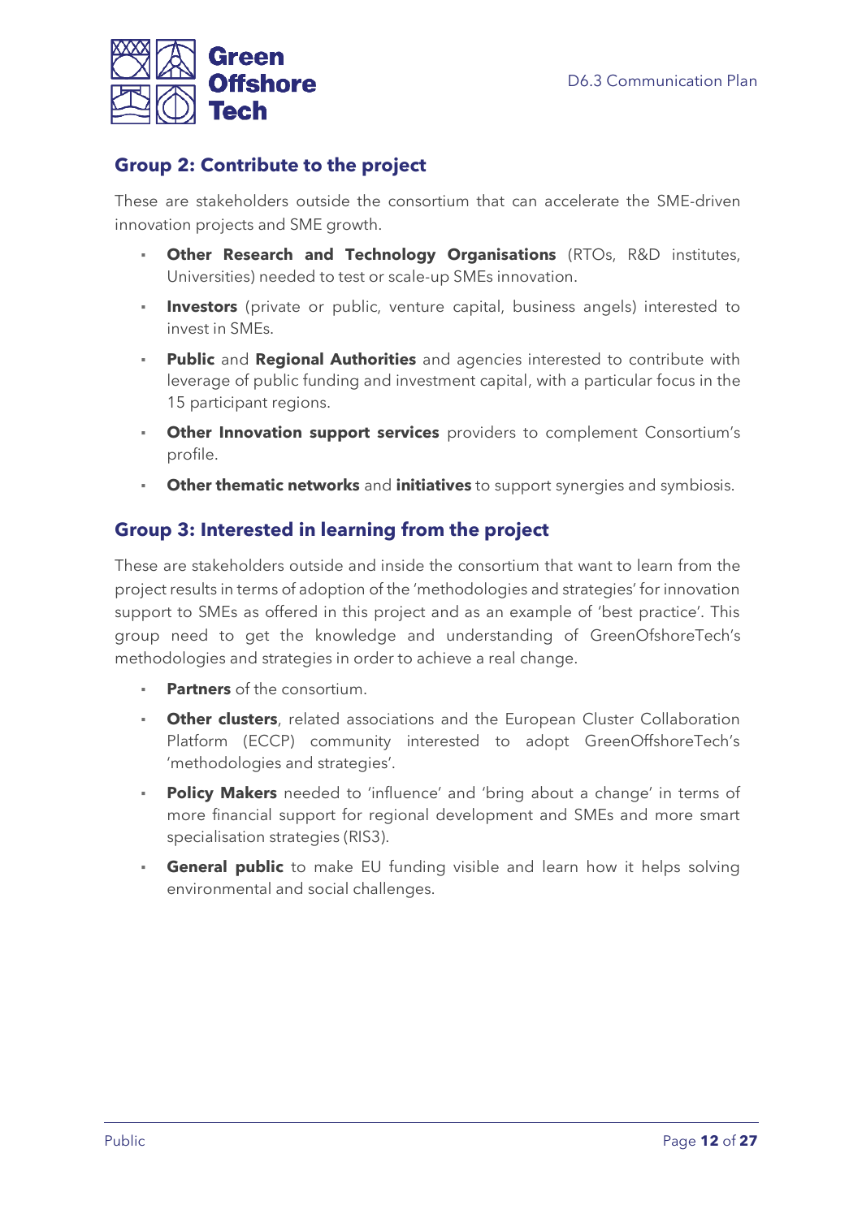## Group 2: Contribute to the project

These are stakeholders outside the consortium that can accelerate the SME-driven innovation projects and SME growth.

- **Other Research and Technology Organisations** (RTOs, R&D institutes, Universities) needed to test or scale-up SMEs innovation.
- **Investors** (private or public, venture capital, business angels) interested to invest in SMEs.
- **Public** and **Regional Authorities** and agencies interested to contribute with leverage of public funding and investment capital, with a particular focus in the 15 participant regions.
- **Other Innovation support services** providers to complement Consortium's profile.
- **Other thematic networks** and **initiatives** to support synergies and symbiosis.

## Group 3: Interested in learning from the project

These are stakeholders outside and inside the consortium that want to learn from the project results in terms of adoption of the 'methodologies and strategies' for innovation support to SMEs as offered in this project and as an example of 'best practice'. This group need to get the knowledge and understanding of GreenOfshoreTech's methodologies and strategies in order to achieve a real change.

- **Partners** of the consortium.
- **Other clusters**, related associations and the European Cluster Collaboration Platform (ECCP) community interested to adopt GreenOffshoreTech's 'methodologies and strategies'.
- **Policy Makers** needed to 'influence' and 'bring about a change' in terms of more financial support for regional development and SMEs and more smart specialisation strategies (RIS3).
- **General public** to make EU funding visible and learn how it helps solving environmental and social challenges.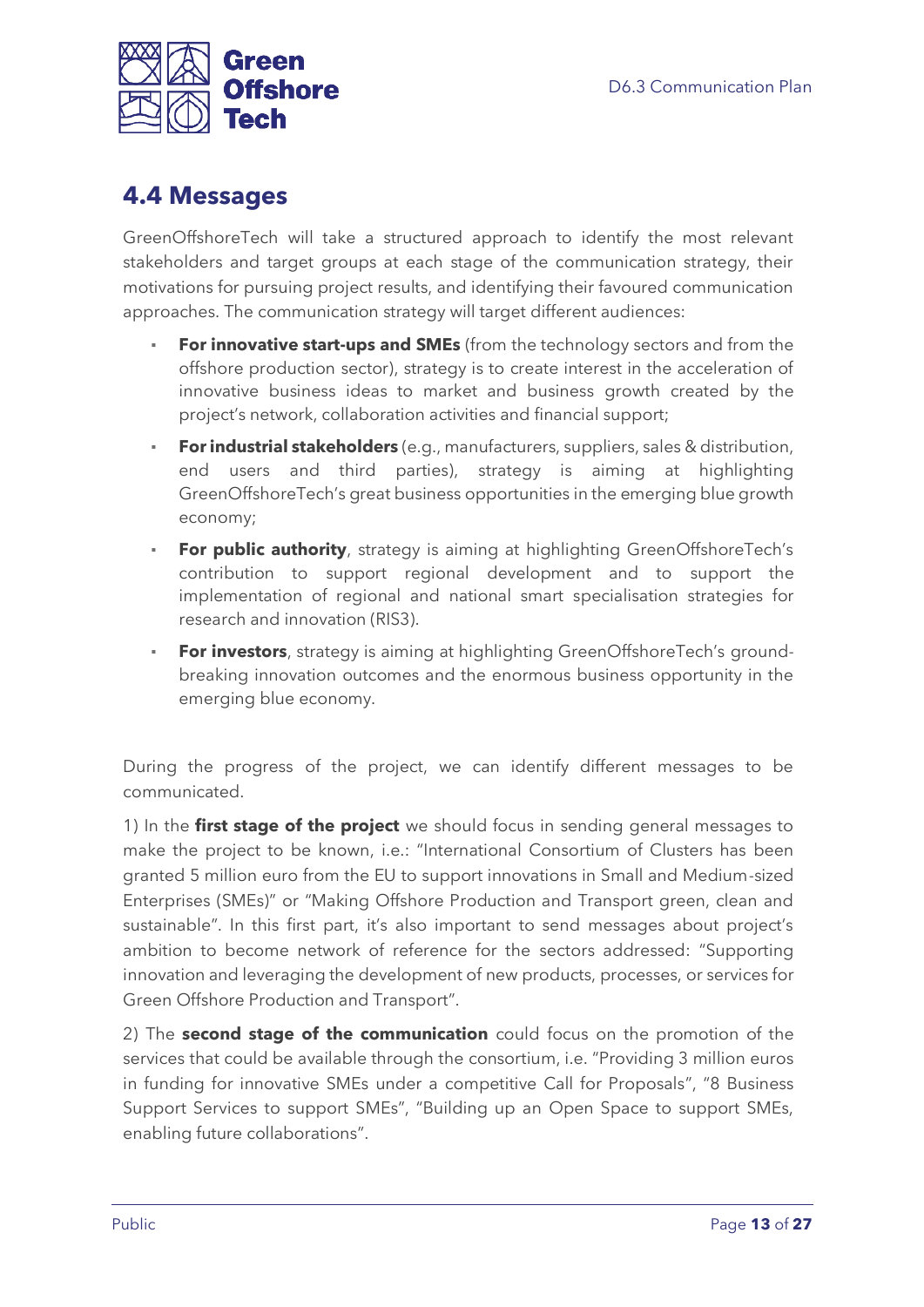## 4.4 Messages

GreenOffshoreTech will take a structured approach to identify the most relevant stakeholders and target groups at each stage of the communication strategy, their motivations for pursuing project results, and identifying their favoured communication approaches. The communication strategy will target different audiences:

- **For innovative start-ups and SMEs** (from the technology sectors and from the offshore production sector), strategy is to create interest in the acceleration of innovative business ideas to market and business growth created by the project's network, collaboration activities and financial support;
- **For industrial stakeholders** (e.g., manufacturers, suppliers, sales & distribution, end users and third parties), strategy is aiming at highlighting GreenOffshoreTech's great business opportunities in the emerging blue growth economy;
- **For public authority**, strategy is aiming at highlighting GreenOffshoreTech's contribution to support regional development and to support the implementation of regional and national smart specialisation strategies for research and innovation (RIS3).
- **For investors**, strategy is aiming at highlighting GreenOffshoreTech's ground-breaking innovation outcomes and the enormous business opportunity in the emerging blue economy.

During the progress of the project, we can identify different messages to be communicated.

1) In the **first stage of the project** we should focus in sending general messages to make the project to be known, i.e.: "International Consortium of Clusters has been granted 5 million euro from the EU to support innovations in Small and Medium-sized Enterprises (SMEs)" or "Making Offshore Production and Transport green, clean and sustainable". In this first part, it's also important to send messages about project's ambition to become network of reference for the sectors addressed: "Supporting innovation and leveraging the development of new products, processes, or services for Green Offshore Production and Transport".

2) The **second stage of the communication** could focus on the promotion of the services that could be available through the consortium, i.e. "Providing 3 million euros in funding for innovative SMEs under a competitive Call for Proposals", "8 Business Support Services to support SMEs", "Building up an Open Space to support SMEs, enabling future collaborations".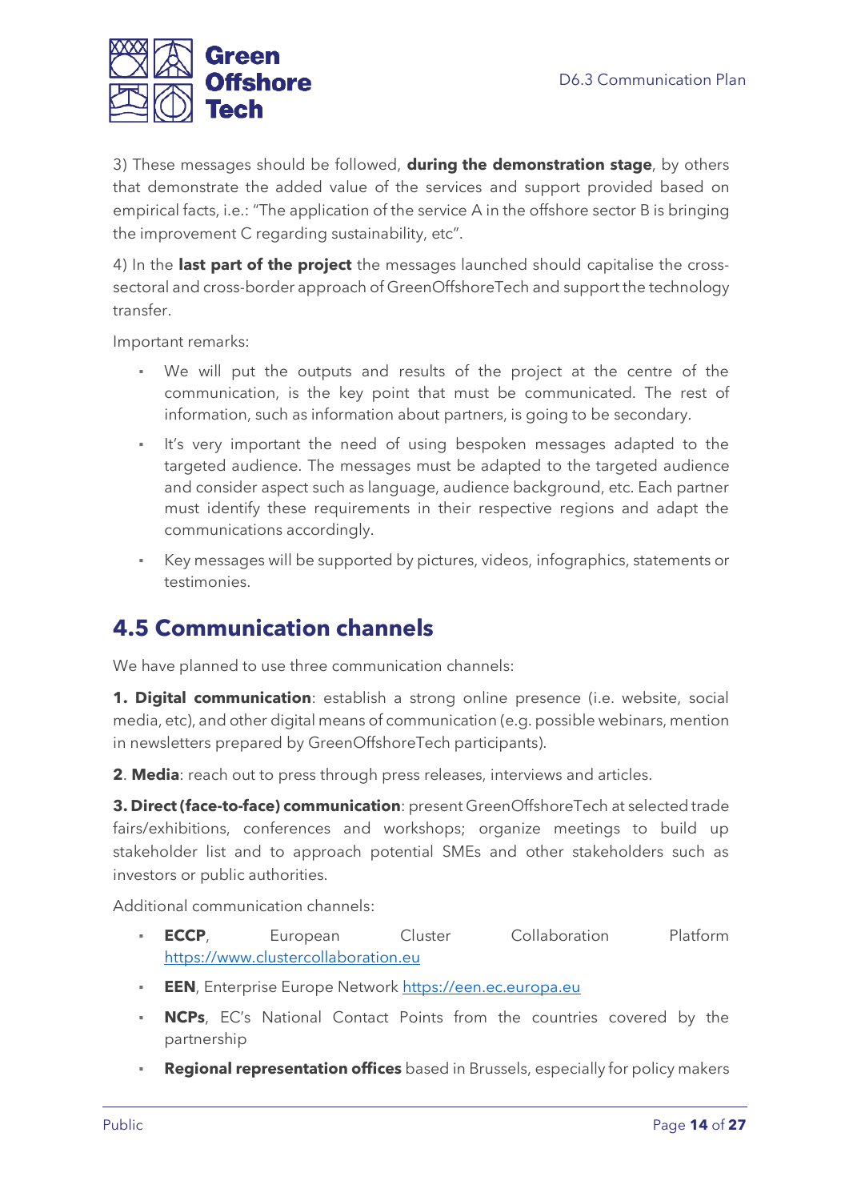3) These messages should be followed, **during the demonstration stage**, by others that demonstrate the added value of the services and support provided based on empirical facts, i.e.: "The application of the service A in the offshore sector B is bringing the improvement C regarding sustainability, etc".

4) In the **last part of the project** the messages launched should capitalise the cross-sectoral and cross-border approach of GreenOffshoreTech and support the technology transfer.

Important remarks:

- We will put the outputs and results of the project at the centre of the communication, is the key point that must be communicated. The rest of information, such as information about partners, is going to be secondary.
- It's very important the need of using bespoken messages adapted to the targeted audience. The messages must be adapted to the targeted audience and consider aspect such as language, audience background, etc. Each partner must identify these requirements in their respective regions and adapt the communications accordingly.
- Key messages will be supported by pictures, videos, infographics, statements or testimonies.

## 4.5 Communication channels

We have planned to use three communication channels:

**1. Digital communication**: establish a strong online presence (i.e. website, social media, etc), and other digital means of communication (e.g. possible webinars, mention in newsletters prepared by GreenOffshoreTech participants).

**2**. **Media**: reach out to press through press releases, interviews and articles.

**3. Direct (face-to-face) communication**: present GreenOffshoreTech at selected trade fairs/exhibitions, conferences and workshops; organize meetings to build up stakeholder list and to approach potential SMEs and other stakeholders such as investors or public authorities.

Additional communication channels:

- **ECCP**, European Cluster Collaboration Platform https://www.clustercollaboration.eu
- **EEN**, Enterprise Europe Network https://een.ec.europa.eu
- **NCPs**, EC's National Contact Points from the countries covered by the partnership
- **Regional representation offices** based in Brussels, especially for policy makers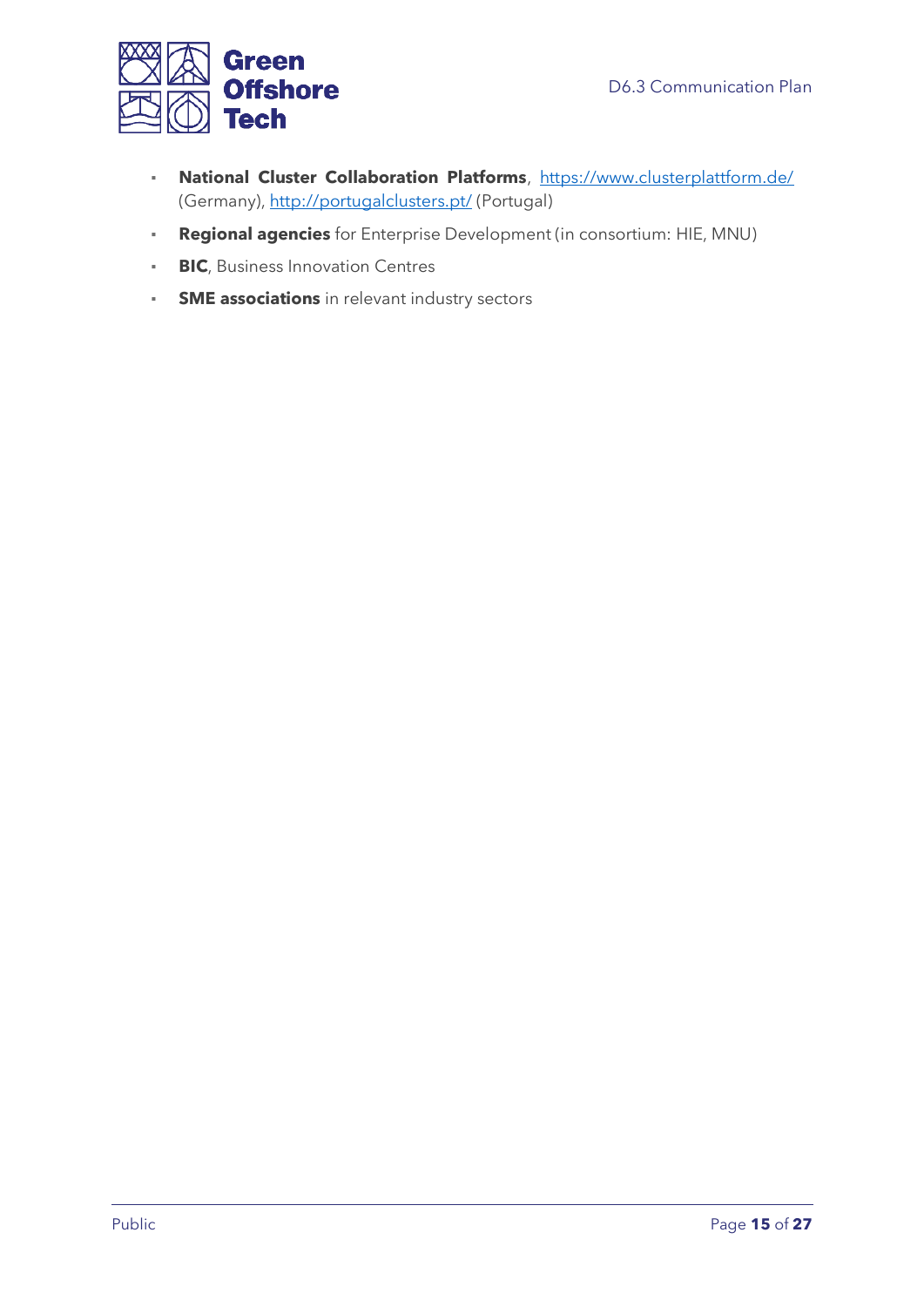- **National Cluster Collaboration Platforms**, https://www.clusterplattform.de/ (Germany), http://portugalclusters.pt/ (Portugal)
- **Regional agencies** for Enterprise Development (in consortium: HIE, MNU)
- **BIC**, Business Innovation Centres
- **SME associations** in relevant industry sectors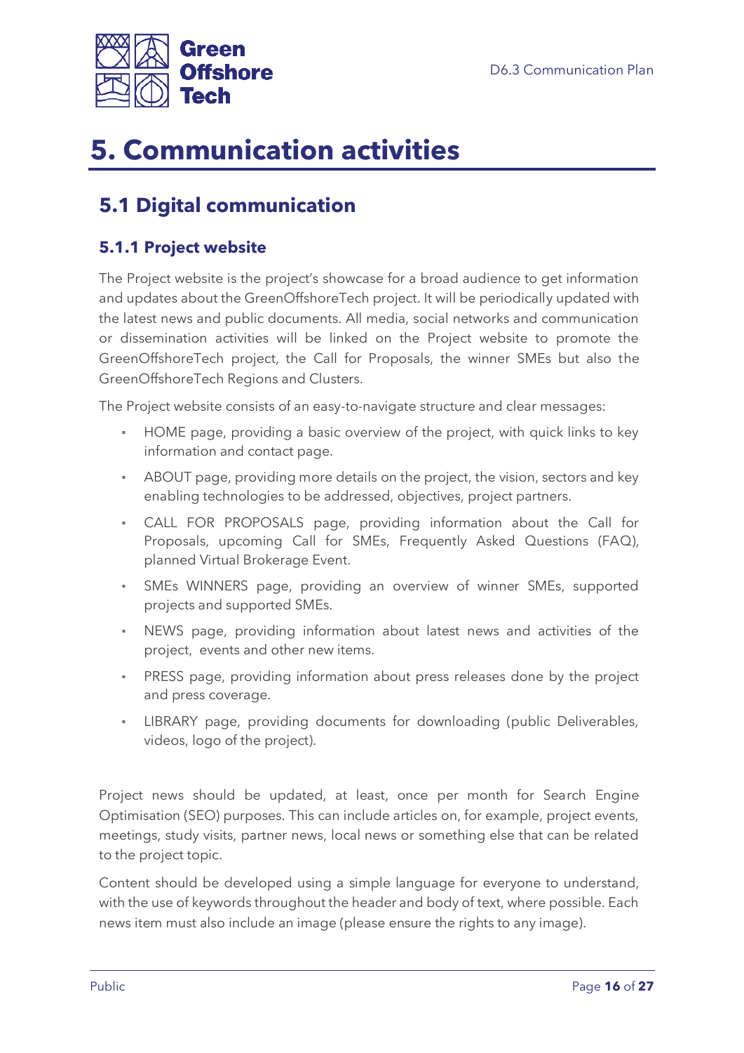# 5. Communication activities

## 5.1 Digital communication

### 5.1.1 Project website

The Project website is the project's showcase for a broad audience to get information and updates about the GreenOffshoreTech project. It will be periodically updated with the latest news and public documents. All media, social networks and communication or dissemination activities will be linked on the Project website to promote the GreenOffshoreTech project, the Call for Proposals, the winner SMEs but also the GreenOffshoreTech Regions and Clusters.

The Project website consists of an easy-to-navigate structure and clear messages:

- HOME page, providing a basic overview of the project, with quick links to key information and contact page.
- ABOUT page, providing more details on the project, the vision, sectors and key enabling technologies to be addressed, objectives, project partners.
- CALL FOR PROPOSALS page, providing information about the Call for Proposals, upcoming Call for SMEs, Frequently Asked Questions (FAQ), planned Virtual Brokerage Event.
- SMEs WINNERS page, providing an overview of winner SMEs, supported projects and supported SMEs.
- NEWS page, providing information about latest news and activities of the project, events and other new items.
- PRESS page, providing information about press releases done by the project and press coverage.
- LIBRARY page, providing documents for downloading (public Deliverables, videos, logo of the project).

Project news should be updated, at least, once per month for Search Engine Optimisation (SEO) purposes. This can include articles on, for example, project events, meetings, study visits, partner news, local news or something else that can be related to the project topic.

Content should be developed using a simple language for everyone to understand, with the use of keywords throughout the header and body of text, where possible. Each news item must also include an image (please ensure the rights to any image).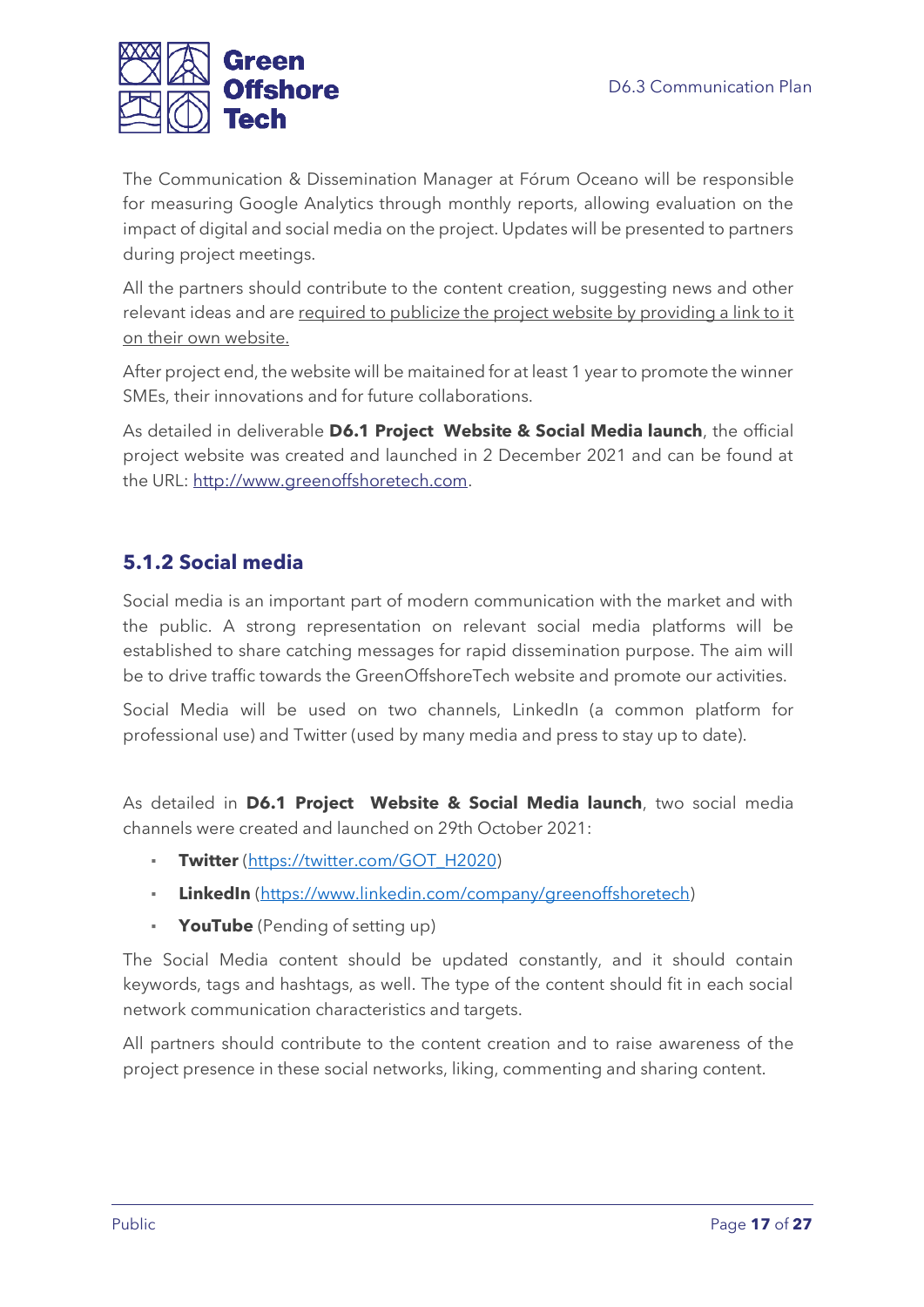The Communication & Dissemination Manager at Fórum Oceano will be responsible for measuring Google Analytics through monthly reports, allowing evaluation on the impact of digital and social media on the project. Updates will be presented to partners during project meetings.

All the partners should contribute to the content creation, suggesting news and other relevant ideas and are required to publicize the project website by providing a link to it on their own website.

After project end, the website will be maitained for at least 1 year to promote the winner SMEs, their innovations and for future collaborations.

As detailed in deliverable **D6.1 Project Website & Social Media launch**, the official project website was created and launched in 2 December 2021 and can be found at the URL: http://www.greenoffshoretech.com.

### 5.1.2 Social media

Social media is an important part of modern communication with the market and with the public. A strong representation on relevant social media platforms will be established to share catching messages for rapid dissemination purpose. The aim will be to drive traffic towards the GreenOffshoreTech website and promote our activities.

Social Media will be used on two channels, LinkedIn (a common platform for professional use) and Twitter (used by many media and press to stay up to date).

As detailed in **D6.1 Project Website & Social Media launch**, two social media channels were created and launched on 29th October 2021:

- **Twitter** (https://twitter.com/GOT_H2020)
- **LinkedIn** (https://www.linkedin.com/company/greenoffshoretech)
- **YouTube** (Pending of setting up)

The Social Media content should be updated constantly, and it should contain keywords, tags and hashtags, as well. The type of the content should fit in each social network communication characteristics and targets.

All partners should contribute to the content creation and to raise awareness of the project presence in these social networks, liking, commenting and sharing content.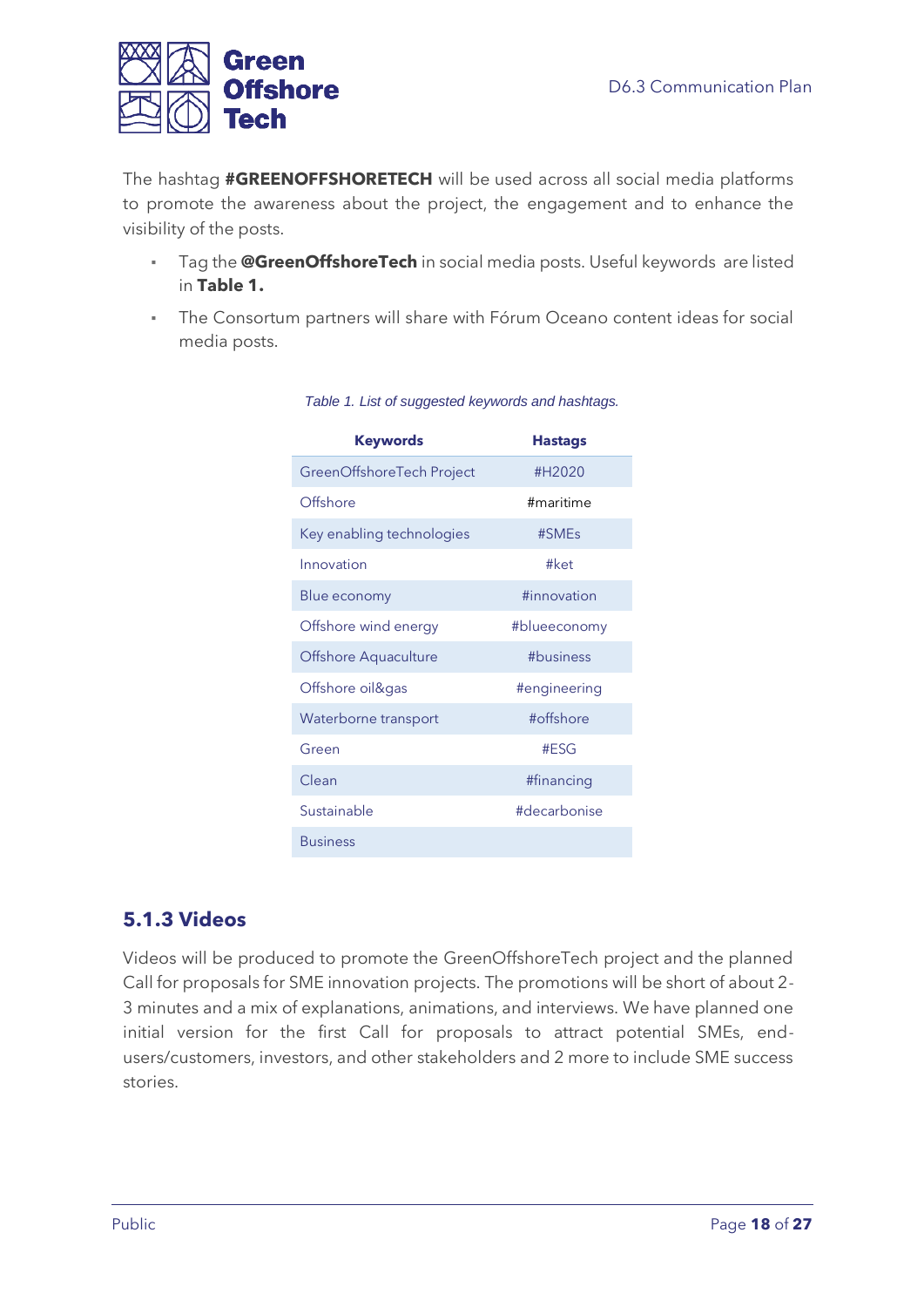The hashtag **#GREENOFFSHORETECH** will be used across all social media platforms to promote the awareness about the project, the engagement and to enhance the visibility of the posts.

- Tag the **@GreenOffshoreTech** in social media posts. Useful keywords are listed in **Table 1.**
- The Consortum partners will share with Fórum Oceano content ideas for social media posts.

*Table 1. List of suggested keywords and hashtags.*

| Keywords | Hastags |
|---|---|
| GreenOffshoreTech Project | #H2020 |
| Offshore | #maritime |
| Key enabling technologies | #SMEs |
| Innovation | #ket |
| Blue economy | #innovation |
| Offshore wind energy | #blueeconomy |
| Offshore Aquaculture | #business |
| Offshore oil&gas | #engineering |
| Waterborne transport | #offshore |
| Green | #ESG |
| Clean | #financing |
| Sustainable | #decarbonise |
| Business | |

### 5.1.3 Videos

Videos will be produced to promote the GreenOffshoreTech project and the planned Call for proposals for SME innovation projects. The promotions will be short of about 2-3 minutes and a mix of explanations, animations, and interviews. We have planned one initial version for the first Call for proposals to attract potential SMEs, end-users/customers, investors, and other stakeholders and 2 more to include SME success stories.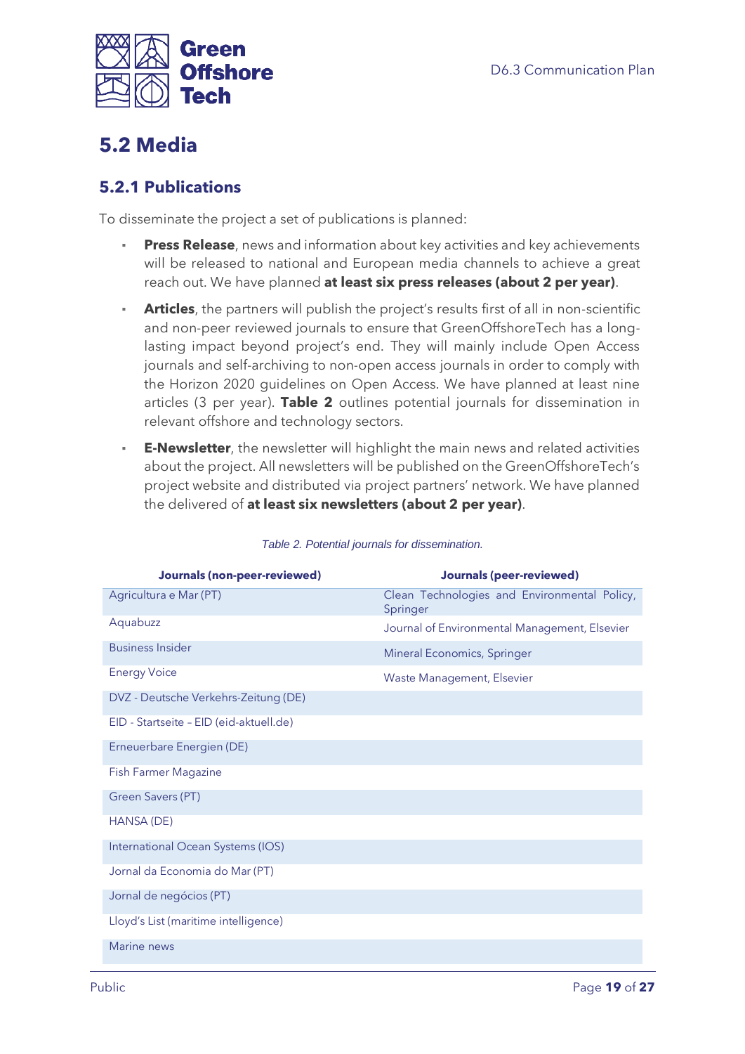## 5.2 Media

### 5.2.1 Publications

To disseminate the project a set of publications is planned:

- **Press Release**, news and information about key activities and key achievements will be released to national and European media channels to achieve a great reach out. We have planned **at least six press releases (about 2 per year)**.
- **Articles**, the partners will publish the project's results first of all in non-scientific and non-peer reviewed journals to ensure that GreenOffshoreTech has a long-lasting impact beyond project's end. They will mainly include Open Access journals and self-archiving to non-open access journals in order to comply with the Horizon 2020 guidelines on Open Access. We have planned at least nine articles (3 per year). **Table 2** outlines potential journals for dissemination in relevant offshore and technology sectors.
- **E-Newsletter**, the newsletter will highlight the main news and related activities about the project. All newsletters will be published on the GreenOffshoreTech's project website and distributed via project partners' network. We have planned the delivered of **at least six newsletters (about 2 per year)**.

*Table 2. Potential journals for dissemination.*

| Journals (non-peer-reviewed) | Journals (peer-reviewed) |
|---|---|
| Agricultura e Mar (PT) | Clean Technologies and Environmental Policy, Springer |
| Aquabuzz | Journal of Environmental Management, Elsevier |
| Business Insider | Mineral Economics, Springer |
| Energy Voice | Waste Management, Elsevier |
| DVZ - Deutsche Verkehrs-Zeitung (DE) | |
| EID - Startseite – EID (eid-aktuell.de) | |
| Erneuerbare Energien (DE) | |
| Fish Farmer Magazine | |
| Green Savers (PT) | |
| HANSA (DE) | |
| International Ocean Systems (IOS) | |
| Jornal da Economia do Mar (PT) | |
| Jornal de negócios (PT) | |
| Lloyd's List (maritime intelligence) | |
| Marine news | |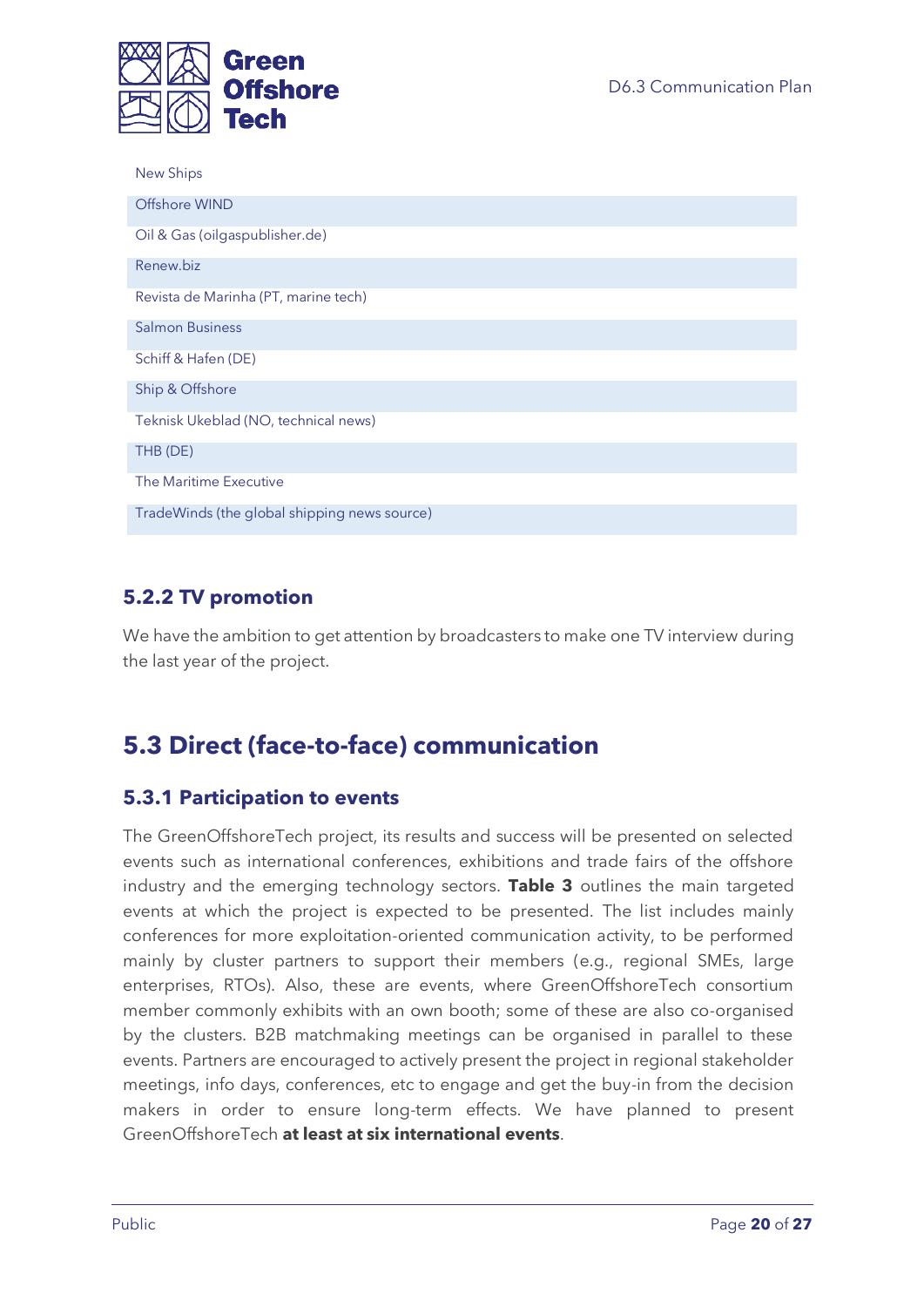| New Ships |
| --- |
| Offshore WIND |
| Oil & Gas (oilgaspublisher.de) |
| Renew.biz |
| Revista de Marinha (PT, marine tech) |
| Salmon Business |
| Schiff & Hafen (DE) |
| Ship & Offshore |
| Teknisk Ukeblad (NO, technical news) |
| THB (DE) |
| The Maritime Executive |
| TradeWinds (the global shipping news source) |

### 5.2.2 TV promotion

We have the ambition to get attention by broadcasters to make one TV interview during the last year of the project.

## 5.3 Direct (face-to-face) communication

### 5.3.1 Participation to events

The GreenOffshoreTech project, its results and success will be presented on selected events such as international conferences, exhibitions and trade fairs of the offshore industry and the emerging technology sectors. **Table 3** outlines the main targeted events at which the project is expected to be presented. The list includes mainly conferences for more exploitation-oriented communication activity, to be performed mainly by cluster partners to support their members (e.g., regional SMEs, large enterprises, RTOs). Also, these are events, where GreenOffshoreTech consortium member commonly exhibits with an own booth; some of these are also co-organised by the clusters. B2B matchmaking meetings can be organised in parallel to these events. Partners are encouraged to actively present the project in regional stakeholder meetings, info days, conferences, etc to engage and get the buy-in from the decision makers in order to ensure long-term effects. We have planned to present GreenOffshoreTech **at least at six international events**.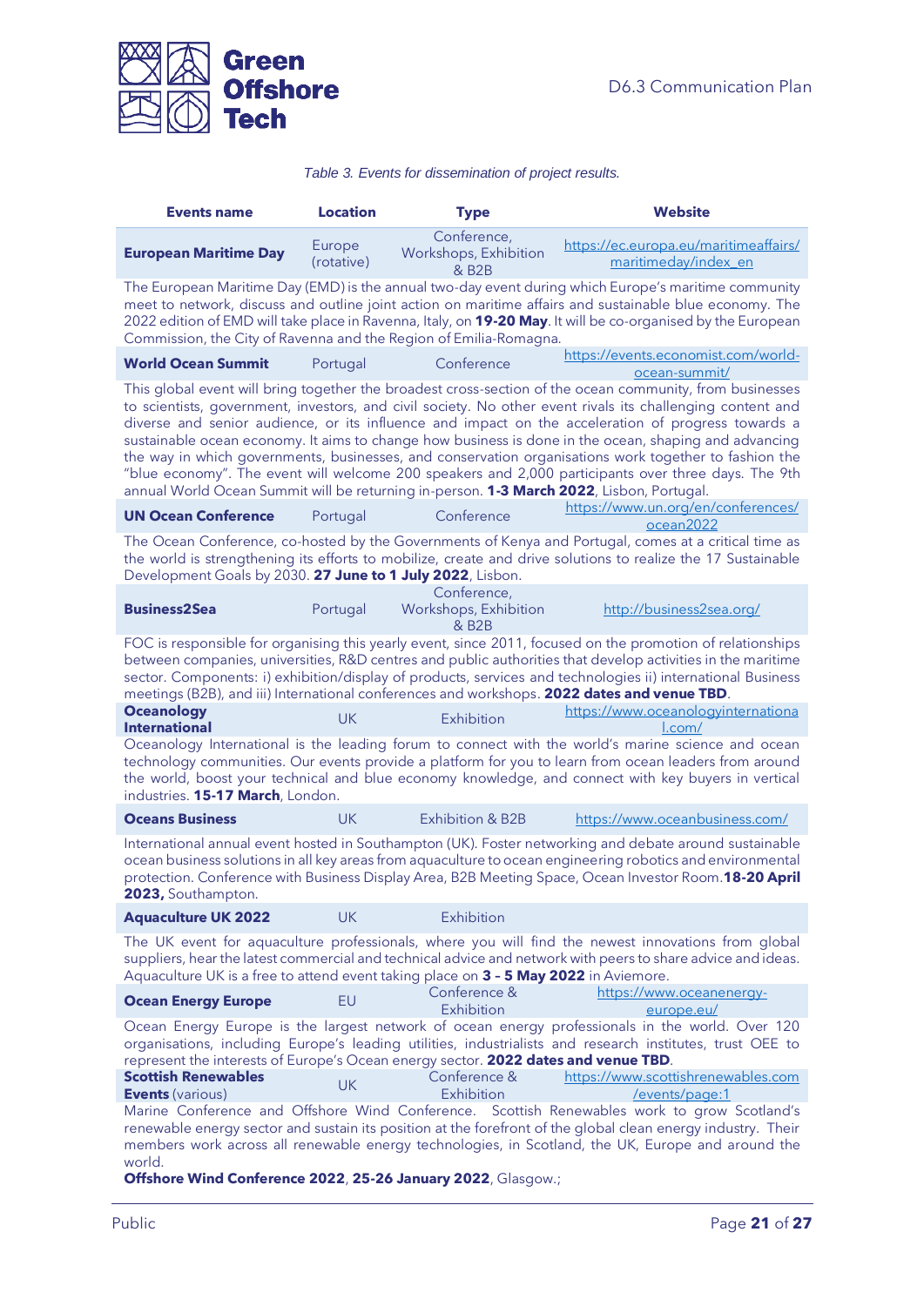*Table 3. Events for dissemination of project results.*

| Events name | Location | Type | Website |
|---|---|---|---|
| **European Maritime Day** | Europe (rotative) | Conference, Workshops, Exhibition & B2B | https://ec.europa.eu/maritimeaffairs/maritimeday/index_en |
| The European Maritime Day (EMD) is the annual two-day event during which Europe's maritime community meet to network, discuss and outline joint action on maritime affairs and sustainable blue economy. The 2022 edition of EMD will take place in Ravenna, Italy, on **19-20 May**. It will be co-organised by the European Commission, the City of Ravenna and the Region of Emilia-Romagna. | | | |
| **World Ocean Summit** | Portugal | Conference | https://events.economist.com/world-ocean-summit/ |
| This global event will bring together the broadest cross-section of the ocean community, from businesses to scientists, government, investors, and civil society. No other event rivals its challenging content and diverse and senior audience, or its influence and impact on the acceleration of progress towards a sustainable ocean economy. It aims to change how business is done in the ocean, shaping and advancing the way in which governments, businesses, and conservation organisations work together to fashion the "blue economy". The event will welcome 200 speakers and 2,000 participants over three days. The 9th annual World Ocean Summit will be returning in-person. **1-3 March 2022**, Lisbon, Portugal. | | | |
| **UN Ocean Conference** | Portugal | Conference | https://www.un.org/en/conferences/ocean2022 |
| The Ocean Conference, co-hosted by the Governments of Kenya and Portugal, comes at a critical time as the world is strengthening its efforts to mobilize, create and drive solutions to realize the 17 Sustainable Development Goals by 2030. **27 June to 1 July 2022**, Lisbon. | | | |
| **Business2Sea** | Portugal | Conference, Workshops, Exhibition & B2B | http://business2sea.org/ |
| FOC is responsible for organising this yearly event, since 2011, focused on the promotion of relationships between companies, universities, R&D centres and public authorities that develop activities in the maritime sector. Components: i) exhibition/display of products, services and technologies ii) international Business meetings (B2B), and iii) International conferences and workshops. **2022 dates and venue TBD**. | | | |
| **Oceanology International** | UK | Exhibition | https://www.oceanologyinternational.com/ |
| Oceanology International is the leading forum to connect with the world's marine science and ocean technology communities. Our events provide a platform for you to learn from ocean leaders from around the world, boost your technical and blue economy knowledge, and connect with key buyers in vertical industries. **15-17 March**, London. | | | |
| **Oceans Business** | UK | Exhibition & B2B | https://www.oceanbusiness.com/ |
| International annual event hosted in Southampton (UK). Foster networking and debate around sustainable ocean business solutions in all key areas from aquaculture to ocean engineering robotics and environmental protection. Conference with Business Display Area, B2B Meeting Space, Ocean Investor Room.**18-20 April 2023,** Southampton. | | | |
| **Aquaculture UK 2022** | UK | Exhibition | |
| The UK event for aquaculture professionals, where you will find the newest innovations from global suppliers, hear the latest commercial and technical advice and network with peers to share advice and ideas. Aquaculture UK is a free to attend event taking place on **3 – 5 May 2022** in Aviemore. | | | |
| **Ocean Energy Europe** | EU | Conference & Exhibition | https://www.oceanenergy-europe.eu/ |
| Ocean Energy Europe is the largest network of ocean energy professionals in the world. Over 120 organisations, including Europe's leading utilities, industrialists and research institutes, trust OEE to represent the interests of Europe's Ocean energy sector. **2022 dates and venue TBD**. | | | |
| **Scottish Renewables Events** (various) | UK | Conference & Exhibition | https://www.scottishrenewables.com/events/page:1 |
| Marine Conference and Offshore Wind Conference. Scottish Renewables work to grow Scotland's renewable energy sector and sustain its position at the forefront of the global clean energy industry. Their members work across all renewable energy technologies, in Scotland, the UK, Europe and around the world. **Offshore Wind Conference 2022**, **25-26 January 2022**, Glasgow.; | | | |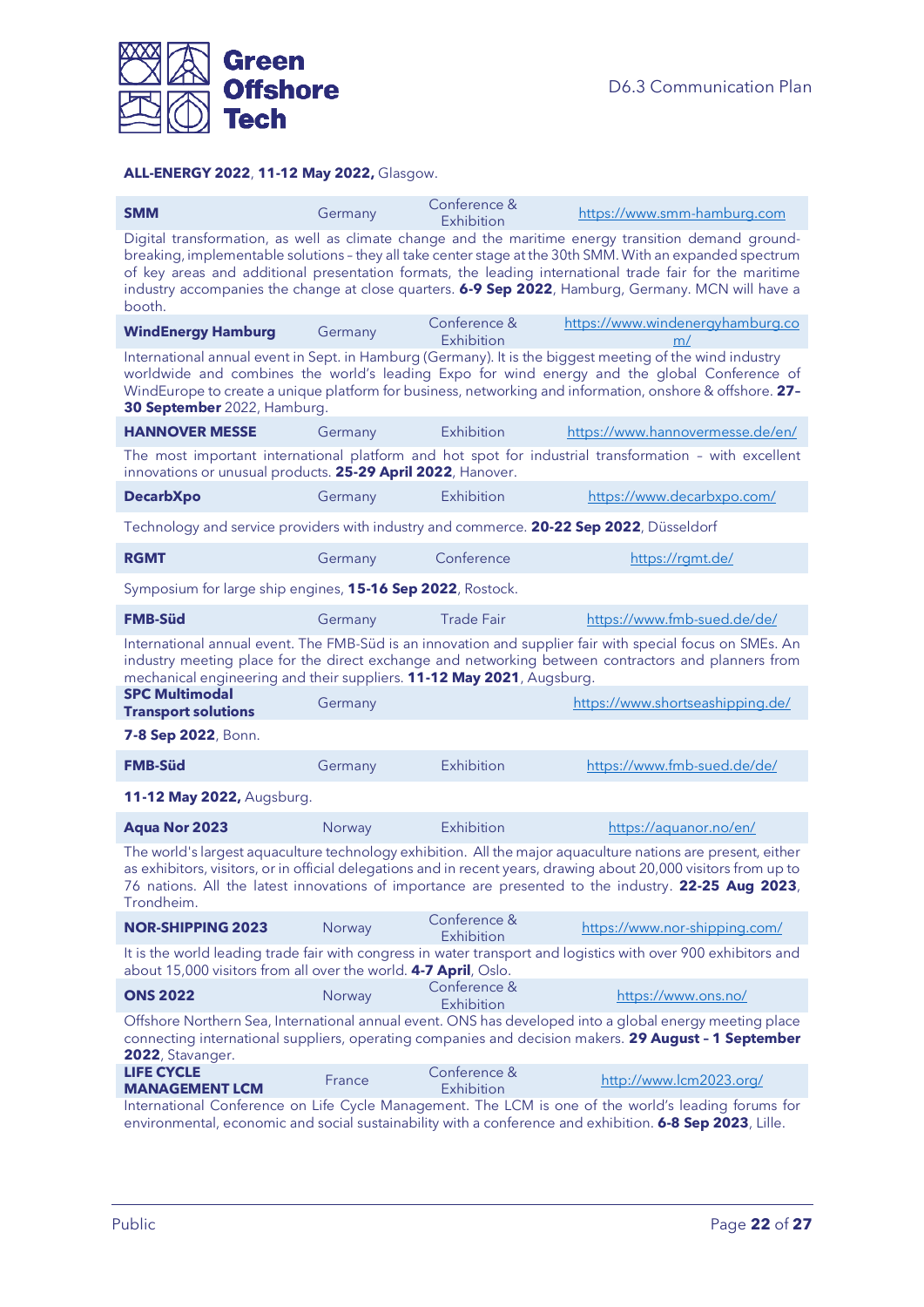**ALL-ENERGY 2022**, **11-12 May 2022,** Glasgow.

| **SMM** | Germany | Conference & Exhibition | https://www.smm-hamburg.com |
|---|---|---|---|

Digital transformation, as well as climate change and the maritime energy transition demand ground-breaking, implementable solutions – they all take center stage at the 30th SMM. With an expanded spectrum of key areas and additional presentation formats, the leading international trade fair for the maritime industry accompanies the change at close quarters. **6-9 Sep 2022**, Hamburg, Germany. MCN will have a booth.

| **WindEnergy Hamburg** | Germany | Conference & Exhibition | https://www.windenergyhamburg.com/ |
|---|---|---|---|

International annual event in Sept. in Hamburg (Germany). It is the biggest meeting of the wind industry worldwide and combines the world's leading Expo for wind energy and the global Conference of WindEurope to create a unique platform for business, networking and information, onshore & offshore. **27-30 September** 2022, Hamburg.

| **HANNOVER MESSE** | Germany | Exhibition | https://www.hannovermesse.de/en/ |
|---|---|---|---|

The most important international platform and hot spot for industrial transformation – with excellent innovations or unusual products. **25-29 April 2022**, Hanover.

| **DecarbXpo** | Germany | Exhibition | https://www.decarbxpo.com/ |
|---|---|---|---|

Technology and service providers with industry and commerce. **20-22 Sep 2022**, Düsseldorf

| **RGMT** | Germany | Conference | https://rgmt.de/ |
|---|---|---|---|

Symposium for large ship engines, **15-16 Sep 2022**, Rostock.

| **FMB-Süd** | Germany | Trade Fair | https://www.fmb-sued.de/de/ |
|---|---|---|---|

International annual event. The FMB-Süd is an innovation and supplier fair with special focus on SMEs. An industry meeting place for the direct exchange and networking between contractors and planners from mechanical engineering and their suppliers. **11-12 May 2021**, Augsburg.

| **SPC Multimodal Transport solutions** | Germany | | https://www.shortseashipping.de/ |
|---|---|---|---|

**7-8 Sep 2022**, Bonn.

| **FMB-Süd** | Germany | Exhibition | https://www.fmb-sued.de/de/ |
|---|---|---|---|

**11-12 May 2022,** Augsburg.

| **Aqua Nor 2023** | Norway | Exhibition | https://aquanor.no/en/ |
|---|---|---|---|

The world's largest aquaculture technology exhibition. All the major aquaculture nations are present, either as exhibitors, visitors, or in official delegations and in recent years, drawing about 20,000 visitors from up to 76 nations. All the latest innovations of importance are presented to the industry. **22-25 Aug 2023**, Trondheim.

| **NOR-SHIPPING 2023** | Norway | Conference & Exhibition | https://www.nor-shipping.com/ |
|---|---|---|---|

It is the world leading trade fair with congress in water transport and logistics with over 900 exhibitors and about 15,000 visitors from all over the world. **4-7 April**, Oslo.

| **ONS 2022** | Norway | Conference & Exhibition | https://www.ons.no/ |
|---|---|---|---|

Offshore Northern Sea, International annual event. ONS has developed into a global energy meeting place connecting international suppliers, operating companies and decision makers. **29 August – 1 September 2022**, Stavanger.

| **LIFE CYCLE MANAGEMENT LCM** | France | Conference & Exhibition | http://www.lcm2023.org/ |
|---|---|---|---|

International Conference on Life Cycle Management. The LCM is one of the world's leading forums for environmental, economic and social sustainability with a conference and exhibition. **6-8 Sep 2023**, Lille.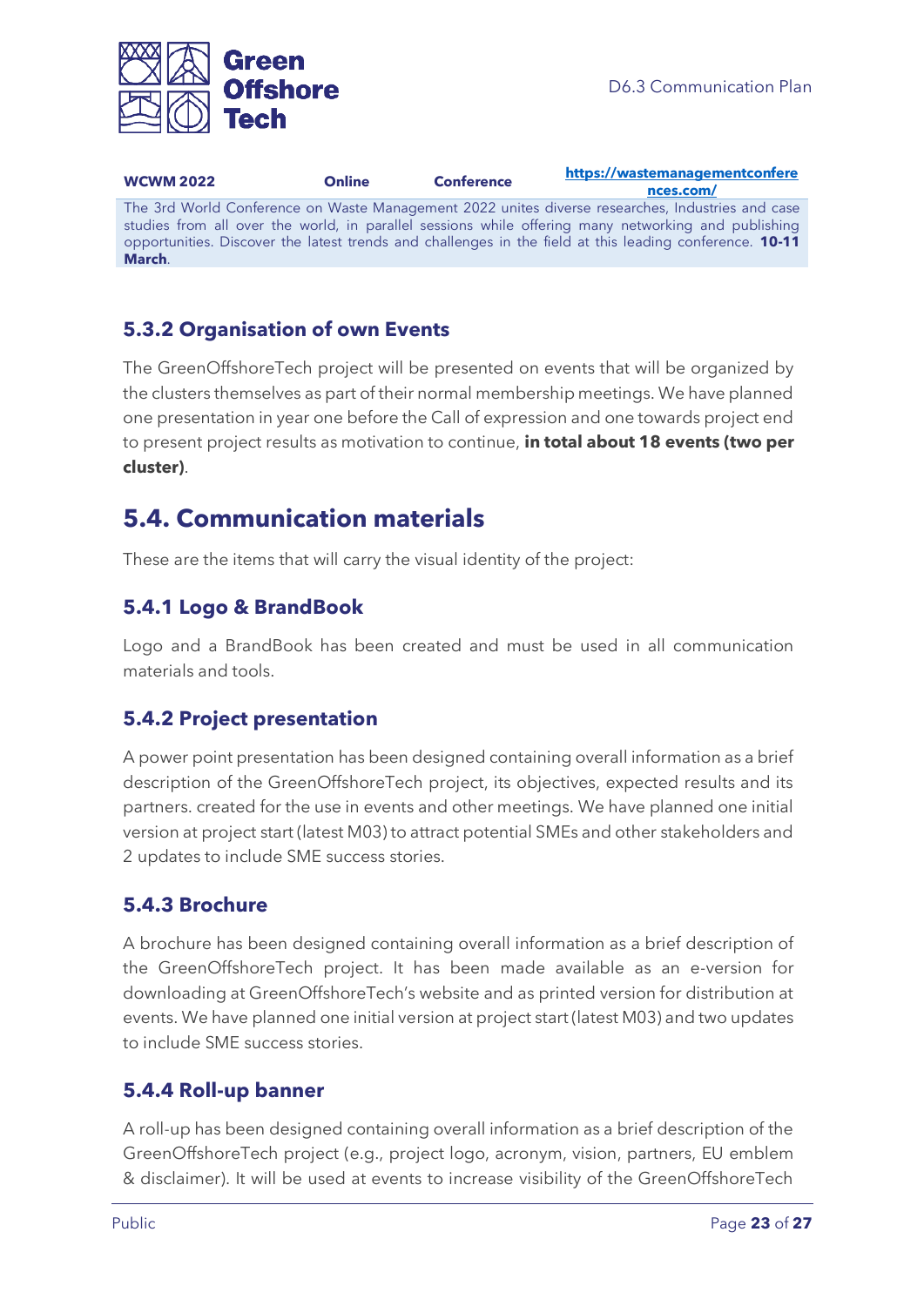| WCWM 2022 | Online | Conference | https://wastemanagementconferences.com/ |
|---|---|---|---|
| The 3rd World Conference on Waste Management 2022 unites diverse researches, Industries and case studies from all over the world, in parallel sessions while offering many networking and publishing opportunities. Discover the latest trends and challenges in the field at this leading conference. **10-11 March**. | | | |

### 5.3.2 Organisation of own Events

The GreenOffshoreTech project will be presented on events that will be organized by the clusters themselves as part of their normal membership meetings. We have planned one presentation in year one before the Call of expression and one towards project end to present project results as motivation to continue, **in total about 18 events (two per cluster)**.

## 5.4. Communication materials

These are the items that will carry the visual identity of the project:

### 5.4.1 Logo & BrandBook

Logo and a BrandBook has been created and must be used in all communication materials and tools.

### 5.4.2 Project presentation

A power point presentation has been designed containing overall information as a brief description of the GreenOffshoreTech project, its objectives, expected results and its partners. created for the use in events and other meetings. We have planned one initial version at project start (latest M03) to attract potential SMEs and other stakeholders and 2 updates to include SME success stories.

### 5.4.3 Brochure

A brochure has been designed containing overall information as a brief description of the GreenOffshoreTech project. It has been made available as an e-version for downloading at GreenOffshoreTech's website and as printed version for distribution at events. We have planned one initial version at project start (latest M03) and two updates to include SME success stories.

### 5.4.4 Roll-up banner

A roll-up has been designed containing overall information as a brief description of the GreenOffshoreTech project (e.g., project logo, acronym, vision, partners, EU emblem & disclaimer). It will be used at events to increase visibility of the GreenOffshoreTech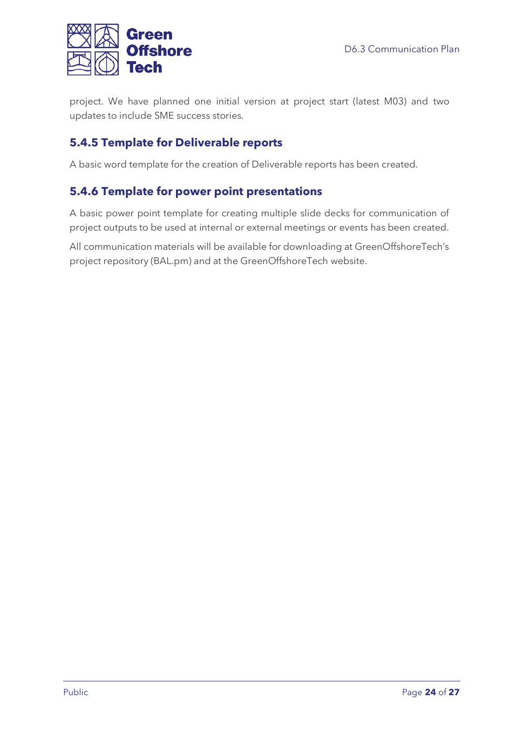project. We have planned one initial version at project start (latest M03) and two updates to include SME success stories.

### 5.4.5 Template for Deliverable reports

A basic word template for the creation of Deliverable reports has been created.

### 5.4.6 Template for power point presentations

A basic power point template for creating multiple slide decks for communication of project outputs to be used at internal or external meetings or events has been created.

All communication materials will be available for downloading at GreenOffshoreTech's project repository (BAL.pm) and at the GreenOffshoreTech website.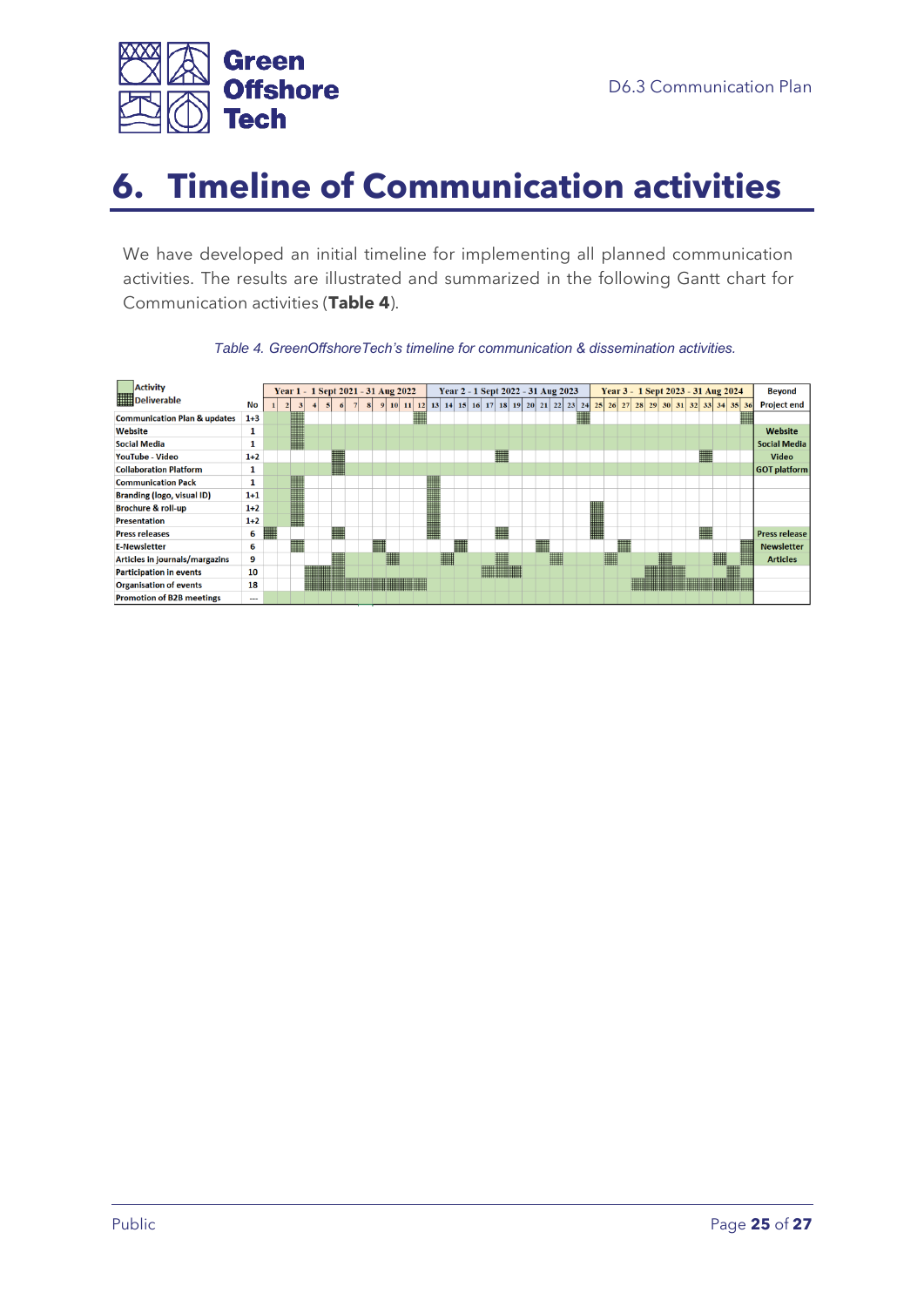# 6. Timeline of Communication activities

We have developed an initial timeline for implementing all planned communication activities. The results are illustrated and summarized in the following Gantt chart for Communication activities (**Table 4**).

*Table 4. GreenOffshoreTech's timeline for communication & dissemination activities.*

| Activity / Deliverable | No | Year 1 - 1 Sept 2021 - 31 Aug 2022 | Year 2 - 1 Sept 2022 - 31 Aug 2023 | Year 3 - 1 Sept 2023 - 31 Aug 2024 | Beyond Project end |
|---|---|---|---|---|---|
| Communication Plan & updates | 1+3 | | | | |
| Website | 1 | | | | Website |
| Social Media | 1 | | | | Social Media |
| YouTube - Video | 1+2 | | | | Video |
| Collaboration Platform | 1 | | | | GOT platform |
| Communication Pack | 1 | | | | |
| Branding (logo, visual ID) | 1+1 | | | | |
| Brochure & roll-up | 1+2 | | | | |
| Presentation | 1+2 | | | | |
| Press releases | 6 | | | | Press release |
| E-Newsletter | 6 | | | | Newsletter |
| Articles in journals/margazins | 9 | | | | Articles |
| Participation in events | 10 | | | | |
| Organisation of events | 18 | | | | |
| Promotion of B2B meetings | --- | | | | |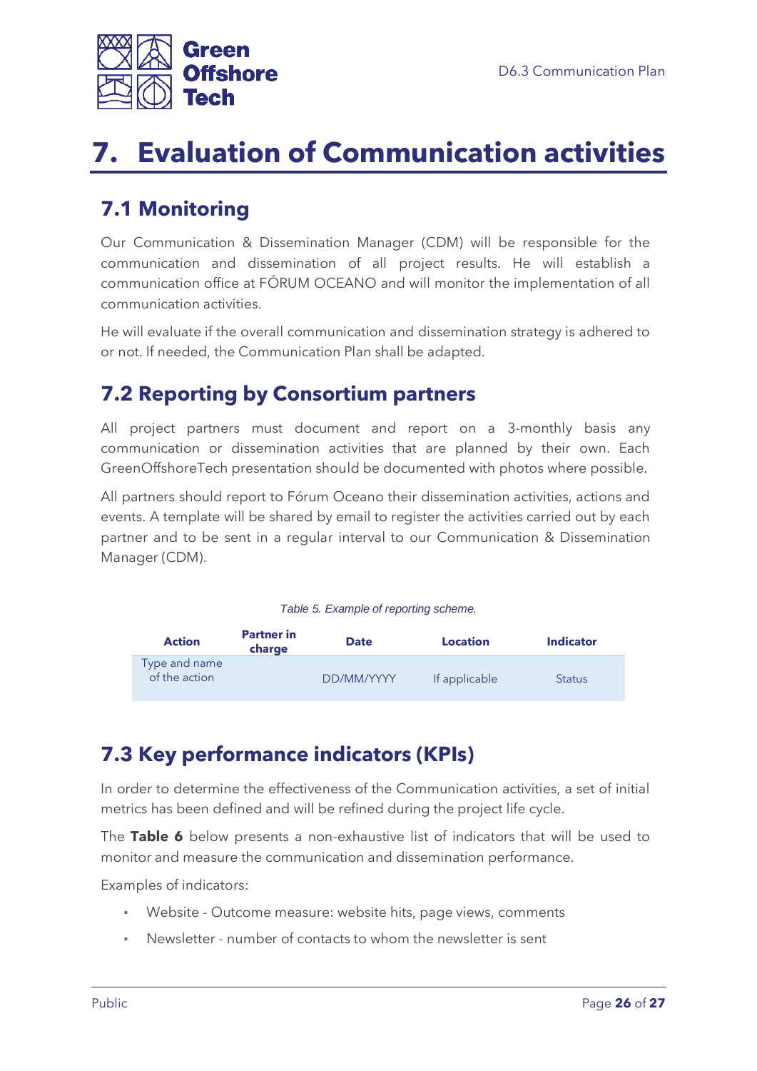# 7. Evaluation of Communication activities

## 7.1 Monitoring

Our Communication & Dissemination Manager (CDM) will be responsible for the communication and dissemination of all project results. He will establish a communication office at FÓRUM OCEANO and will monitor the implementation of all communication activities.

He will evaluate if the overall communication and dissemination strategy is adhered to or not. If needed, the Communication Plan shall be adapted.

## 7.2 Reporting by Consortium partners

All project partners must document and report on a 3-monthly basis any communication or dissemination activities that are planned by their own. Each GreenOffshoreTech presentation should be documented with photos where possible.

All partners should report to Fórum Oceano their dissemination activities, actions and events. A template will be shared by email to register the activities carried out by each partner and to be sent in a regular interval to our Communication & Dissemination Manager (CDM).

*Table 5. Example of reporting scheme.*

| Action | Partner in charge | Date | Location | Indicator |
|---|---|---|---|---|
| Type and name of the action | | DD/MM/YYYY | If applicable | Status |

## 7.3 Key performance indicators (KPIs)

In order to determine the effectiveness of the Communication activities, a set of initial metrics has been defined and will be refined during the project life cycle.

The **Table 6** below presents a non-exhaustive list of indicators that will be used to monitor and measure the communication and dissemination performance.

Examples of indicators:

- Website - Outcome measure: website hits, page views, comments
- Newsletter - number of contacts to whom the newsletter is sent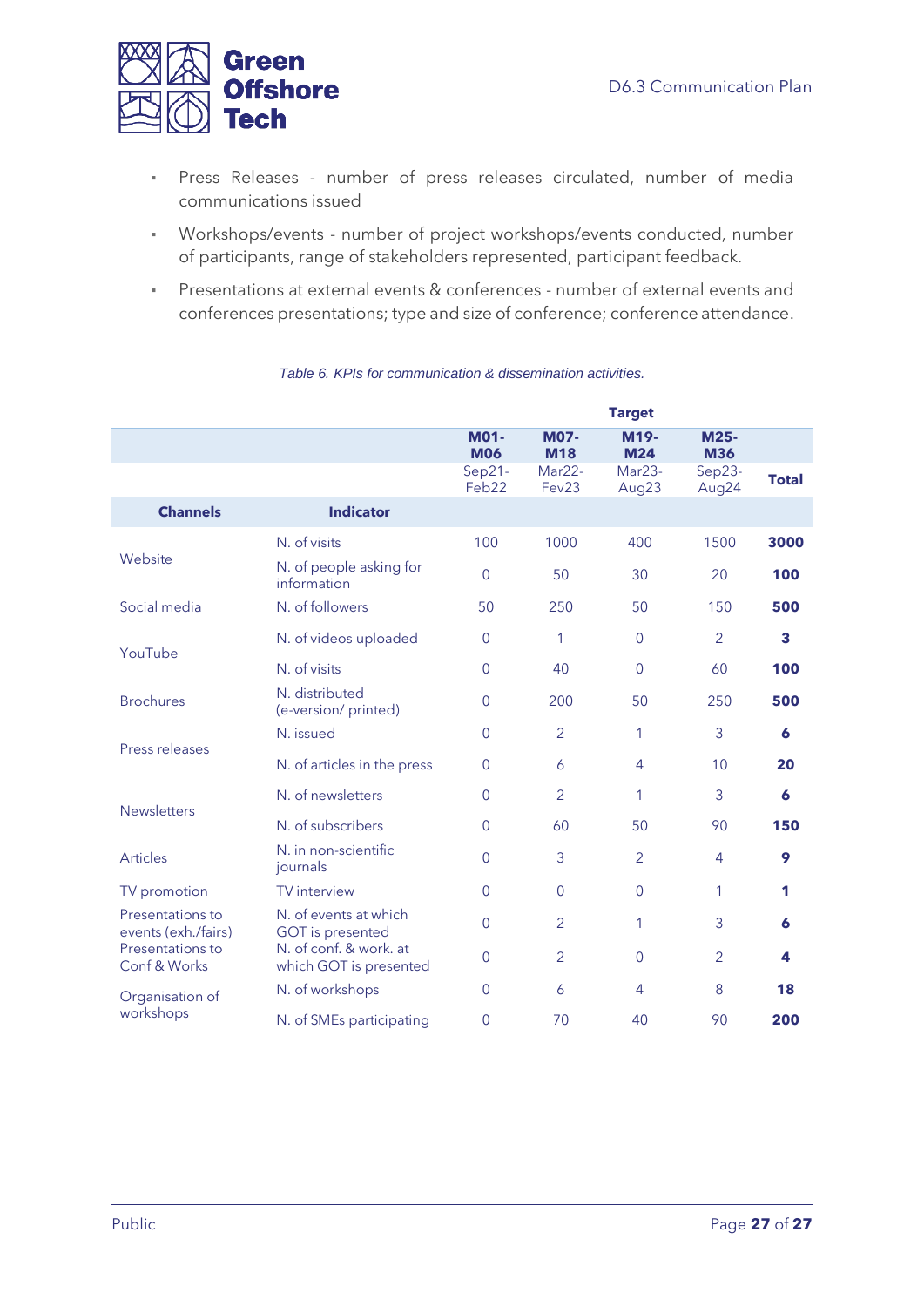- Press Releases - number of press releases circulated, number of media communications issued
- Workshops/events - number of project workshops/events conducted, number of participants, range of stakeholders represented, participant feedback.
- Presentations at external events & conferences - number of external events and conferences presentations; type and size of conference; conference attendance.

*Table 6. KPIs for communication & dissemination activities.*

| | | Target | | | | |
|---|---|---|---|---|---|---|
| | | **M01-M06** | **M07-M18** | **M19-M24** | **M25-M36** | |
| | | Sep21-Feb22 | Mar22-Fev23 | Mar23-Aug23 | Sep23-Aug24 | **Total** |
| **Channels** | **Indicator** | | | | | |
| Website | N. of visits | 100 | 1000 | 400 | 1500 | **3000** |
| | N. of people asking for information | 0 | 50 | 30 | 20 | **100** |
| Social media | N. of followers | 50 | 250 | 50 | 150 | **500** |
| YouTube | N. of videos uploaded | 0 | 1 | 0 | 2 | **3** |
| | N. of visits | 0 | 40 | 0 | 60 | **100** |
| Brochures | N. distributed (e-version/ printed) | 0 | 200 | 50 | 250 | **500** |
| Press releases | N. issued | 0 | 2 | 1 | 3 | **6** |
| | N. of articles in the press | 0 | 6 | 4 | 10 | **20** |
| Newsletters | N. of newsletters | 0 | 2 | 1 | 3 | **6** |
| | N. of subscribers | 0 | 60 | 50 | 90 | **150** |
| Articles | N. in non-scientific journals | 0 | 3 | 2 | 4 | **9** |
| TV promotion | TV interview | 0 | 0 | 0 | 1 | **1** |
| Presentations to events (exh./fairs) | N. of events at which GOT is presented | 0 | 2 | 1 | 3 | **6** |
| Presentations to Conf & Works | N. of conf. & work. at which GOT is presented | 0 | 2 | 0 | 2 | **4** |
| Organisation of workshops | N. of workshops | 0 | 6 | 4 | 8 | **18** |
| | N. of SMEs participating | 0 | 70 | 40 | 90 | **200** |